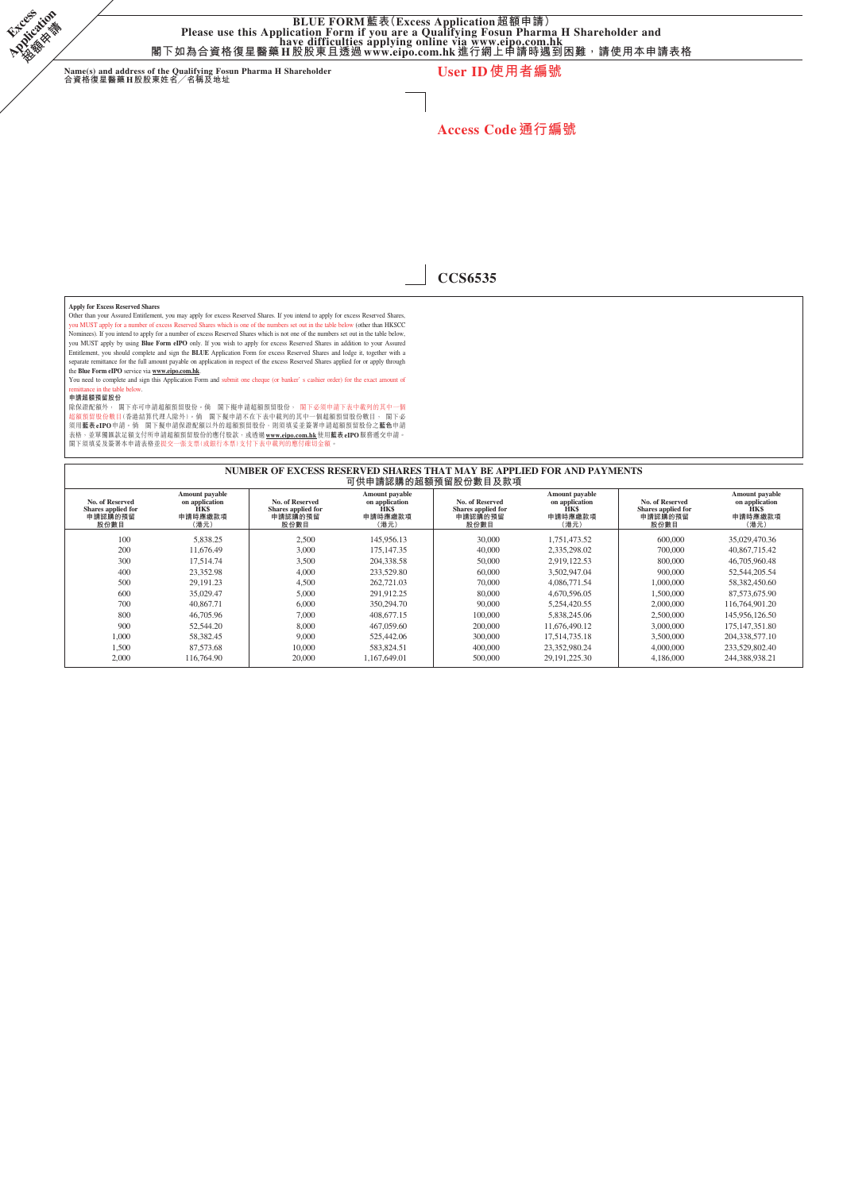Excess Application 超額申請

# BLUE FORM 藍表(Excess Application 超額申請)

**Please use this Application Form if you are a Qualifying Fosun Pharma H Shareholder and have difficulties applying online via www.eipo.com.hk**

**閣下如為合資格復星醫藥H股股東且透過 www.eipo.com.hk 進行網上申請時遇到困難,請使用本申請表格**

**Name(s) and address of the Qualifying Fosun Pharma H Shareholder**
**合資格復星醫藥H股股東姓名╱名稱及地址**

**User ID 使用者編號**

**Access Code 通行編號**

**CCS6535**

**Apply for Excess Reserved Shares**

Other than your Assured Entitlement, you may apply for excess Reserved Shares. If you intend to apply for excess Reserved Shares, you MUST apply for a number of excess Reserved Shares which is one of the numbers set out in the table below (other than HKSCC Nominees). If you intend to apply for a number of excess Reserved Shares which is not one of the numbers set out in the table below, you MUST apply by using **Blue Form eIPO** only. If you wish to apply for excess Reserved Shares in addition to your Assured Entitlement, you should complete and sign the **BLUE** Application Form for excess Reserved Shares and lodge it, together with a separate remittance for the full amount payable on application in respect of the excess Reserved Shares applied for or apply through the **Blue Form eIPO** service via **www.eipo.com.hk**.

You need to complete and sign this Application Form and submit one cheque (or banker's cashier order) for the exact amount of remittance in the table below.

**申請超額預留股份**

除保證配額外, 閣下亦可申請超額預留股份。倘 閣下擬申請超額預留股份, 閣下必須申請下表中載列的其中一個超額預留股份數目(香港結算代理人除外)。倘 閣下擬申請不在下表中載列的其中一個超額預留股份數目, 閣下必須用**藍表eIPO**申請。倘 閣下擬申請保證配額以外的超額預留股份,則須填妥並簽署申請超額預留股份之**藍色**申請表格,並單獨匯款足額支付所申請超額預留股份的應付股款,或透過 **www.eipo.com.hk** 使用**藍表eIPO**服務遞交申請。

閣下須填妥及簽署本申請表格並提交一張支票(或銀行本票)支付下表中載列的應付確切金額。

**NUMBER OF EXCESS RESERVED SHARES THAT MAY BE APPLIED FOR AND PAYMENTS**
**可供申請認購的超額預留股份數目及款項**

| No. of Reserved Shares applied for 申請認購的預留股份數目 | Amount payable on application HK$ 申請時應繳款項 (港元) | No. of Reserved Shares applied for 申請認購的預留股份數目 | Amount payable on application HK$ 申請時應繳款項 (港元) | No. of Reserved Shares applied for 申請認購的預留股份數目 | Amount payable on application HK$ 申請時應繳款項 (港元) | No. of Reserved Shares applied for 申請認購的預留股份數目 | Amount payable on application HK$ 申請時應繳款項 (港元) |
|---|---|---|---|---|---|---|---|
| 100 | 5,838.25 | 2,500 | 145,956.13 | 30,000 | 1,751,473.52 | 600,000 | 35,029,470.36 |
| 200 | 11,676.49 | 3,000 | 175,147.35 | 40,000 | 2,335,298.02 | 700,000 | 40,867,715.42 |
| 300 | 17,514.74 | 3,500 | 204,338.58 | 50,000 | 2,919,122.53 | 800,000 | 46,705,960.48 |
| 400 | 23,352.98 | 4,000 | 233,529.80 | 60,000 | 3,502,947.04 | 900,000 | 52,544,205.54 |
| 500 | 29,191.23 | 4,500 | 262,721.03 | 70,000 | 4,086,771.54 | 1,000,000 | 58,382,450.60 |
| 600 | 35,029.47 | 5,000 | 291,912.25 | 80,000 | 4,670,596.05 | 1,500,000 | 87,573,675.90 |
| 700 | 40,867.71 | 6,000 | 350,294.70 | 90,000 | 5,254,420.55 | 2,000,000 | 116,764,901.20 |
| 800 | 46,705.96 | 7,000 | 408,677.15 | 100,000 | 5,838,245.06 | 2,500,000 | 145,956,126.50 |
| 900 | 52,544.20 | 8,000 | 467,059.60 | 200,000 | 11,676,490.12 | 3,000,000 | 175,147,351.80 |
| 1,000 | 58,382.45 | 9,000 | 525,442.06 | 300,000 | 17,514,735.18 | 3,500,000 | 204,338,577.10 |
| 1,500 | 87,573.68 | 10,000 | 583,824.51 | 400,000 | 23,352,980.24 | 4,000,000 | 233,529,802.40 |
| 2,000 | 116,764.90 | 20,000 | 1,167,649.01 | 500,000 | 29,191,225.30 | 4,186,000 | 244,388,938.21 |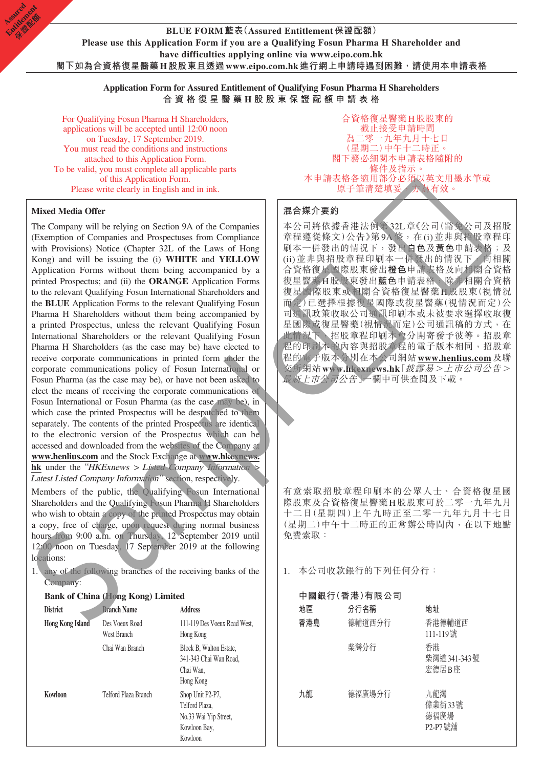**BLUE FORM 藍表(Assured Entitlement 保證配額)**

**Please use this Application Form if you are a Qualifying Fosun Pharma H Shareholder and have difficulties applying online via www.eipo.com.hk**

**閣下如為合資格復星醫藥H股股東且透過www.eipo.com.hk進行網上申請時遇到困難，請使用本申請表格**

## Application Form for Assured Entitlement of Qualifying Fosun Pharma H Shareholders
## 合資格復星醫藥H股股東保證配額申請表格

For Qualifying Fosun Pharma H Shareholders, applications will be accepted until 12:00 noon on Tuesday, 17 September 2019.
You must read the conditions and instructions attached to this Application Form.
To be valid, you must complete all applicable parts of this Application Form.
Please write clearly in English and in ink.

合資格復星醫藥H股股東的截止接受申請時間為二零一九年九月十七日(星期二)中午十二時正。
閣下務必細閱本申請表格隨附的條件及指示。
本申請表格各適用部分必須以英文用墨水筆或原子筆清楚填妥，方為有效。

### Mixed Media Offer

The Company will be relying on Section 9A of the Companies (Exemption of Companies and Prospectuses from Compliance with Provisions) Notice (Chapter 32L of the Laws of Hong Kong) and will be issuing the (i) **WHITE** and **YELLOW** Application Forms without them being accompanied by a printed Prospectus; and (ii) the **ORANGE** Application Forms to the relevant Qualifying Fosun International Shareholders and the **BLUE** Application Forms to the relevant Qualifying Fosun Pharma H Shareholders without them being accompanied by a printed Prospectus, unless the relevant Qualifying Fosun International Shareholders or the relevant Qualifying Fosun Pharma H Shareholders (as the case may be) have elected to receive corporate communications in printed form under the corporate communications policy of Fosun International or Fosun Pharma (as the case may be), or have not been asked to elect the means of receiving the corporate communications of Fosun International or Fosun Pharma (as the case may be), in which case the printed Prospectus will be despatched to them separately. The contents of the printed Prospectus are identical to the electronic version of the Prospectus which can be accessed and downloaded from the websites of the Company at **www.henlius.com** and the Stock Exchange at **www.hkexnews.hk** under the *"HKExnews > Listed Company Information > Latest Listed Company Information"* section, respectively.

Members of the public, the Qualifying Fosun International Shareholders and the Qualifying Fosun Pharma H Shareholders who wish to obtain a copy of the printed Prospectus may obtain a copy, free of charge, upon request during normal business hours from 9:00 a.m. on Thursday, 12 September 2019 until 12:00 noon on Tuesday, 17 September 2019 at the following locations:

1. any of the following branches of the receiving banks of the Company:

**Bank of China (Hong Kong) Limited**

| District | Branch Name | Address |
|---|---|---|
| Hong Kong Island | Des Voeux Road West Branch | 111-119 Des Voeux Road West, Hong Kong |
| | Chai Wan Branch | Block B, Walton Estate, 341-343 Chai Wan Road, Chai Wan, Hong Kong |
| Kowloon | Telford Plaza Branch | Shop Unit P2-P7, Telford Plaza, No.33 Wai Yip Street, Kowloon Bay, Kowloon |

### 混合媒介要約

本公司將依據香港法例第32L章《公司(豁免公司及招股章程遵從條文)公告》第9A條，在(i)並非與招股章程印刷本一併發出的情況下，發出白色及黃色申請表格；及(ii)並非與招股章程印刷本一併發出的情況下，向相關合資格復星國際股東發出橙色申請表格及向相關合資格復星醫藥H股股東發出藍色申請表格，除非相關合資格復星國際股東或相關合資格復星醫藥H股股東(視情況而定)已選擇根據復星國際或復星醫藥(視情況而定)公司通訊政策收取公司通訊印刷本或未被要求選擇收取復星國際或復星醫藥(視情況而定)公司通訊稿的方式，在此情況下，招股章程印刷本會分開寄發予彼等。招股章程的印刷本的內容與招股章程的電子版本相同，招股章程的電子版本分別在本公司網站**www.henlius.com**及聯交所網站**www.hkexnews.hk**「*披露易＞上市公司公告＞最新上市公司公告*」一欄中可供查閱及下載。

有意索取招股章程印刷本的公眾人士、合資格復星國際股東及合資格復星醫藥H股股東可於二零一九年九月十二日(星期四)上午九時正至二零一九年九月十七日(星期二)中午十二時正的正常辦公時間內，在以下地點免費索取：

1. 本公司收款銀行的下列任何分行：

**中國銀行(香港)有限公司**

| 地區 | 分行名稱 | 地址 |
|---|---|---|
| 香港島 | 德輔道西分行 | 香港德輔道西111-119號 |
| | 柴灣分行 | 香港柴灣道341-343號宏德居B座 |
| 九龍 | 德福廣場分行 | 九龍灣偉業街33號德福廣場P2-P7號舖 |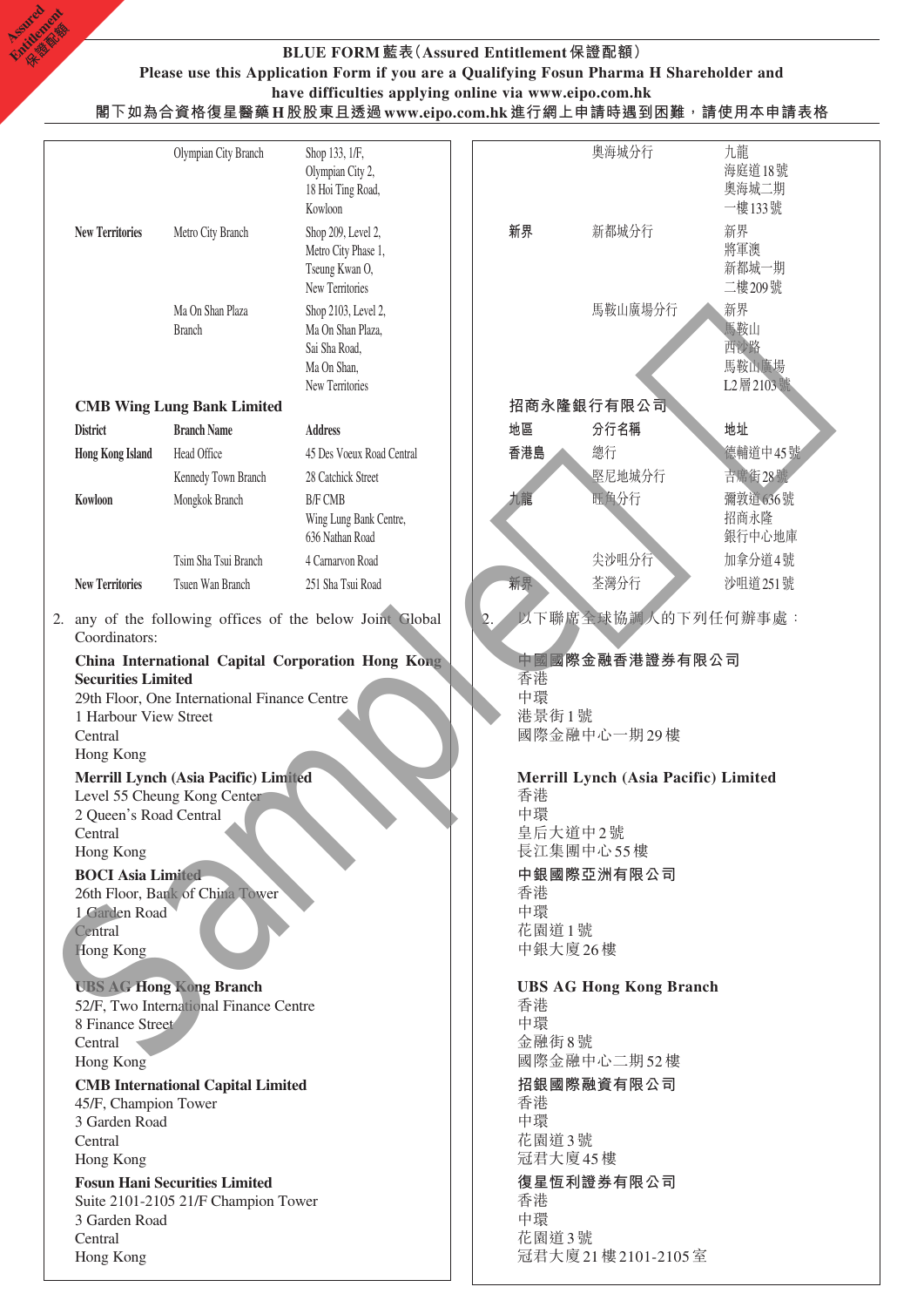**BLUE FORM 藍表(Assured Entitlement 保證配額)**

**Please use this Application Form if you are a Qualifying Fosun Pharma H Shareholder and have difficulties applying online via www.eipo.com.hk**

**閣下如為合資格復星醫藥H股股東且透過www.eipo.com.hk進行網上申請時遇到困難，請使用本申請表格**

| | Branch Name | Address |
|---|---|---|
| | Olympian City Branch | Shop 133, 1/F, Olympian City 2, 18 Hoi Ting Road, Kowloon |
| New Territories | Metro City Branch | Shop 209, Level 2, Metro City Phase 1, Tseung Kwan O, New Territories |
| | Ma On Shan Plaza Branch | Shop 2103, Level 2, Ma On Shan Plaza, Sai Sha Road, Ma On Shan, New Territories |

**CMB Wing Lung Bank Limited**

| District | Branch Name | Address |
|---|---|---|
| Hong Kong Island | Head Office | 45 Des Voeux Road Central |
| | Kennedy Town Branch | 28 Catchick Street |
| Kowloon | Mongkok Branch | B/F CMB Wing Lung Bank Centre, 636 Nathan Road |
| | Tsim Sha Tsui Branch | 4 Carnarvon Road |
| New Territories | Tsuen Wan Branch | 251 Sha Tsui Road |

2. any of the following offices of the below Joint Global Coordinators:

**China International Capital Corporation Hong Kong Securities Limited**
29th Floor, One International Finance Centre
1 Harbour View Street
Central
Hong Kong

**Merrill Lynch (Asia Pacific) Limited**
Level 55 Cheung Kong Center
2 Queen's Road Central
Central
Hong Kong

**BOCI Asia Limited**
26th Floor, Bank of China Tower
1 Garden Road
Central
Hong Kong

**UBS AG Hong Kong Branch**
52/F, Two International Finance Centre
8 Finance Street
Central
Hong Kong

**CMB International Capital Limited**
45/F, Champion Tower
3 Garden Road
Central
Hong Kong

**Fosun Hani Securities Limited**
Suite 2101-2105 21/F Champion Tower
3 Garden Road
Central
Hong Kong

| | 分行名稱 | 地址 |
|---|---|---|
| | 奧海城分行 | 九龍海庭道18號奧海城二期一樓133號 |
| 新界 | 新都城分行 | 新界將軍澳新都城一期二樓209號 |
| | 馬鞍山廣場分行 | 新界馬鞍山西沙路馬鞍山廣場L2層2103號 |

**招商永隆銀行有限公司**

| 地區 | 分行名稱 | 地址 |
|---|---|---|
| 香港島 | 總行 | 德輔道中45號 |
| | 堅尼地城分行 | 吉席街28號 |
| 九龍 | 旺角分行 | 彌敦道636號招商永隆銀行中心地庫 |
| | 尖沙咀分行 | 加拿分道4號 |
| 新界 | 荃灣分行 | 沙咀道251號 |

2. 以下聯席全球協調人的下列任何辦事處：

**中國國際金融香港證券有限公司**
香港
中環
港景街1號
國際金融中心一期29樓

**Merrill Lynch (Asia Pacific) Limited**
香港
中環
皇后大道中2號
長江集團中心55樓

**中銀國際亞洲有限公司**
香港
中環
花園道1號
中銀大廈26樓

**UBS AG Hong Kong Branch**
香港
中環
金融街8號
國際金融中心二期52樓

**招銀國際融資有限公司**
香港
中環
花園道3號
冠君大廈45樓

**復星恒利證券有限公司**
香港
中環
花園道3號
冠君大廈21樓2101-2105室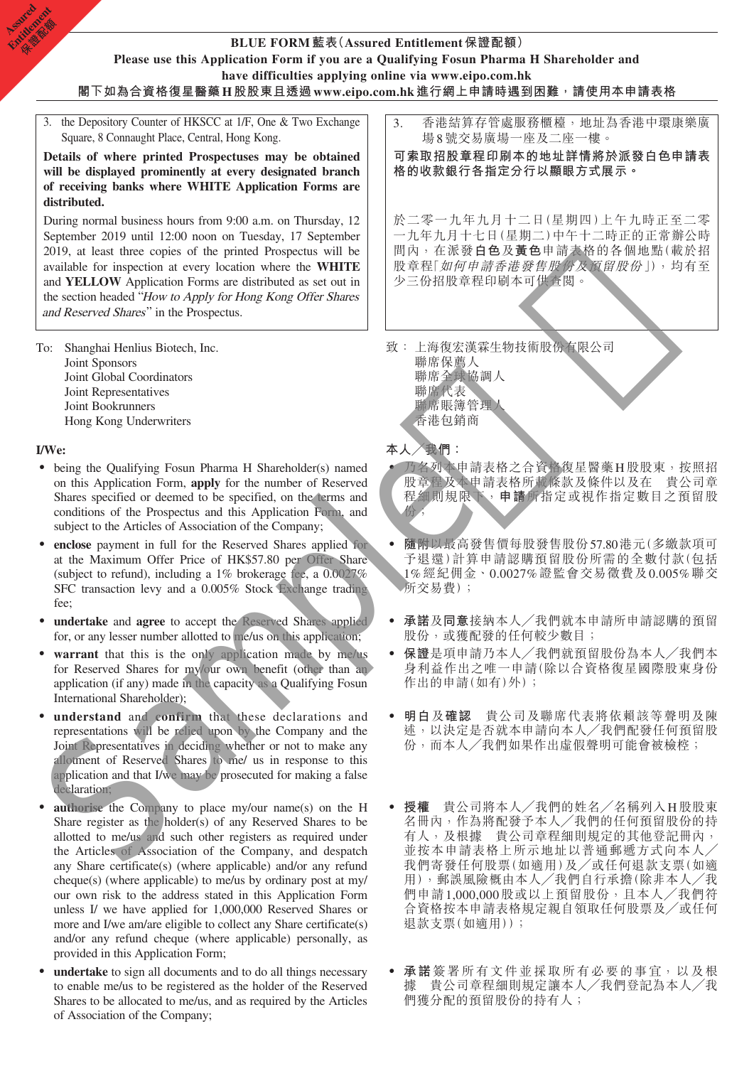**BLUE FORM 藍表(Assured Entitlement 保證配額)**

**Please use this Application Form if you are a Qualifying Fosun Pharma H Shareholder and have difficulties applying online via www.eipo.com.hk**

**閣下如為合資格復星醫藥H股股東且透過www.eipo.com.hk進行網上申請時遇到困難,請使用本申請表格**

3. the Depository Counter of HKSCC at 1/F, One & Two Exchange Square, 8 Connaught Place, Central, Hong Kong.

**Details of where printed Prospectuses may be obtained will be displayed prominently at every designated branch of receiving banks where WHITE Application Forms are distributed.**

During normal business hours from 9:00 a.m. on Thursday, 12 September 2019 until 12:00 noon on Tuesday, 17 September 2019, at least three copies of the printed Prospectus will be available for inspection at every location where the **WHITE** and **YELLOW** Application Forms are distributed as set out in the section headed "*How to Apply for Hong Kong Offer Shares and Reserved Shares*" in the Prospectus.

3. 香港結算存管處服務櫃檯,地址為香港中環康樂廣場8號交易廣場一座及二座一樓。

**可索取招股章程印刷本的地址詳情將於派發白色申請表格的收款銀行各指定分行以顯眼方式展示。**

於二零一九年九月十二日(星期四)上午九時正至二零一九年九月十七日(星期二)中午十二時正的正常辦公時間內,在派發**白色**及**黃色**申請表格的各個地點(載於招股章程「*如何申請香港發售股份及預留股份*」),均有至少三份招股章程印刷本可供查閱。

To: Shanghai Henlius Biotech, Inc.
Joint Sponsors
Joint Global Coordinators
Joint Representatives
Joint Bookrunners
Hong Kong Underwriters

致: 上海復宏漢霖生物技術股份有限公司
聯席保薦人
聯席全球協調人
聯席代表
聯席賬簿管理人
香港包銷商

**I/We:**

- being the Qualifying Fosun Pharma H Shareholder(s) named on this Application Form, **apply** for the number of Reserved Shares specified or deemed to be specified, on the terms and conditions of the Prospectus and this Application Form, and subject to the Articles of Association of the Company;
- **enclose** payment in full for the Reserved Shares applied for at the Maximum Offer Price of HK$57.80 per Offer Share (subject to refund), including a 1% brokerage fee, a 0.0027% SFC transaction levy and a 0.005% Stock Exchange trading fee;
- **undertake** and **agree** to accept the Reserved Shares applied for, or any lesser number allotted to me/us on this application;
- **warrant** that this is the only application made by me/us for Reserved Shares for my/our own benefit (other than an application (if any) made in the capacity as a Qualifying Fosun International Shareholder);
- **understand** and **confirm** that these declarations and representations will be relied upon by the Company and the Joint Representatives in deciding whether or not to make any allotment of Reserved Shares to me/ us in response to this application and that I/we may be prosecuted for making a false declaration;
- **authorise** the Company to place my/our name(s) on the H Share register as the holder(s) of any Reserved Shares to be allotted to me/us and such other registers as required under the Articles of Association of the Company, and despatch any Share certificate(s) (where applicable) and/or any refund cheque(s) (where applicable) to me/us by ordinary post at my/our own risk to the address stated in this Application Form unless I/ we have applied for 1,000,000 Reserved Shares or more and I/we am/are eligible to collect any Share certificate(s) and/or any refund cheque (where applicable) personally, as provided in this Application Form;
- **undertake** to sign all documents and to do all things necessary to enable me/us to be registered as the holder of the Reserved Shares to be allocated to me/us, and as required by the Articles of Association of the Company;

**本人/我們:**

- 乃名列本申請表格之合資格復星醫藥H股股東,按照招股章程及本申請表格所載條款及條件以及在 貴公司章程細則規限下,**申請**所指定或視作指定數目之預留股份;
- **隨附**以最高發售價每股發售股份57.80港元(多繳款項可予退還)計算申請認購預留股份所需的全數付款(包括1%經紀佣金、0.0027%證監會交易徵費及0.005%聯交所交易費);
- **承諾**及**同意**接納本人/我們就本申請所申請認購的預留股份,或獲配發的任何較少數目;
- **保證**是項申請乃本人/我們就預留股份為本人/我們本身利益作出之唯一申請(除以合資格復星國際股東身份作出的申請(如有)外);
- **明白**及**確認** 貴公司及聯席代表將依賴該等聲明及陳述,以決定是否就本申請向本人/我們配發任何預留股份,而本人/我們如果作出虛假聲明可能會被檢控;
- **授權** 貴公司將本人/我們的姓名/名稱列入H股股東名冊內,作為將配發予本人/我們的任何預留股份的持有人,及根據 貴公司章程細則規定的其他登記冊內,並按本申請表格上所示地址以普通郵遞方式向本人/我們寄發任何股票(如適用)及/或任何退款支票(如適用),郵誤風險概由本人/我們自行承擔(除非本人/我們申請1,000,000股或以上預留股份,且本人/我們符合資格按本申請表格規定親自領取任何股票及/或任何退款支票(如適用));
- **承諾**簽署所有文件並採取所有必要的事宜,以及根據 貴公司章程細則規定讓本人/我們登記為本人/我們獲分配的預留股份的持有人;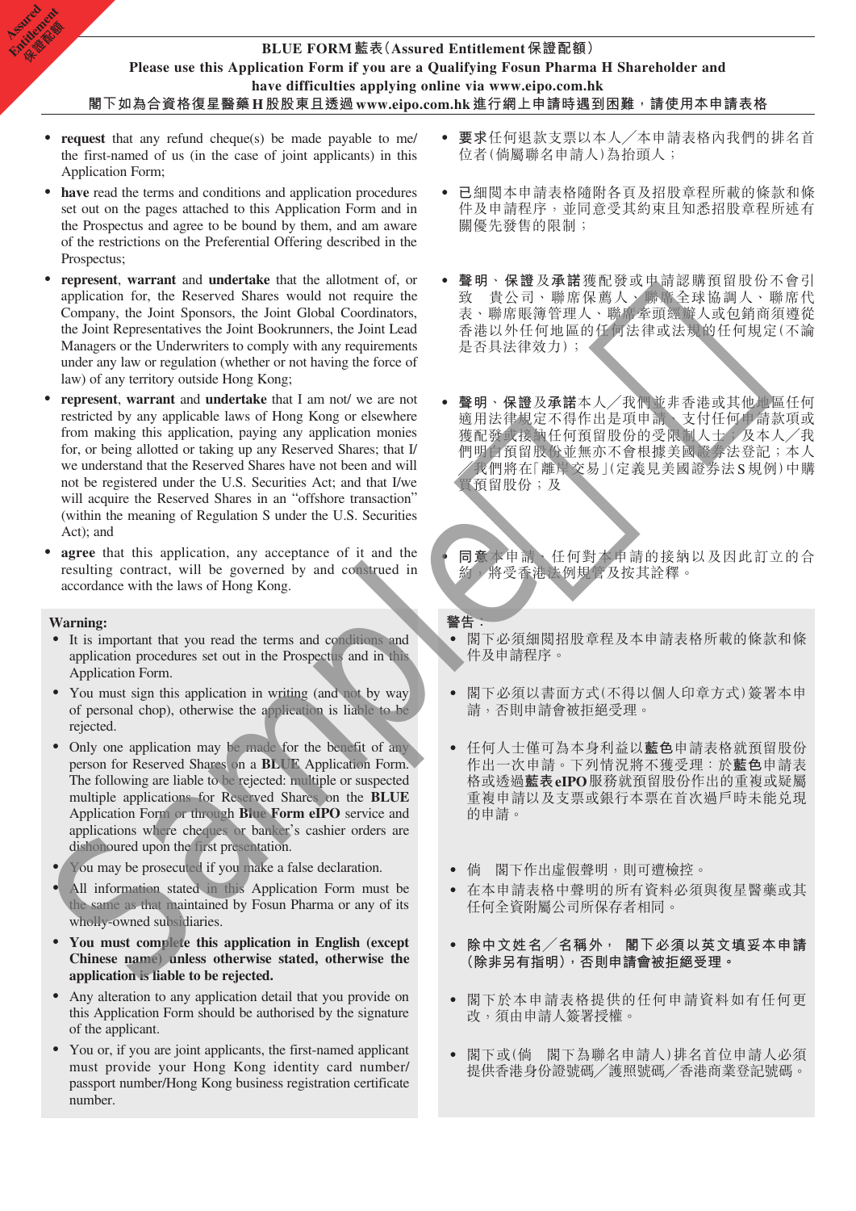**BLUE FORM 藍表 (Assured Entitlement 保證配額)**

**Please use this Application Form if you are a Qualifying Fosun Pharma H Shareholder and have difficulties applying online via www.eipo.com.hk**

**閣下如為合資格復星醫藥H股股東且透過www.eipo.com.hk進行網上申請時遇到困難，請使用本申請表格**

- **request** that any refund cheque(s) be made payable to me/ the first-named of us (in the case of joint applicants) in this Application Form;
- **have** read the terms and conditions and application procedures set out on the pages attached to this Application Form and in the Prospectus and agree to be bound by them, and am aware of the restrictions on the Preferential Offering described in the Prospectus;
- **represent**, **warrant** and **undertake** that the allotment of, or application for, the Reserved Shares would not require the Company, the Joint Sponsors, the Joint Global Coordinators, the Joint Representatives the Joint Bookrunners, the Joint Lead Managers or the Underwriters to comply with any requirements under any law or regulation (whether or not having the force of law) of any territory outside Hong Kong;
- **represent**, **warrant** and **undertake** that I am not/ we are not restricted by any applicable laws of Hong Kong or elsewhere from making this application, paying any application monies for, or being allotted or taking up any Reserved Shares; that I/ we understand that the Reserved Shares have not been and will not be registered under the U.S. Securities Act; and that I/we will acquire the Reserved Shares in an "offshore transaction" (within the meaning of Regulation S under the U.S. Securities Act); and
- **agree** that this application, any acceptance of it and the resulting contract, will be governed by and construed in accordance with the laws of Hong Kong.

- **要求**任何退款支票以本人／本申請表格內我們的排名首位者（倘屬聯名申請人）為抬頭人；
- **已**細閱本申請表格隨附各頁及招股章程所載的條款和條件及申請程序，並同意受其約束且知悉招股章程所述有關優先發售的限制；
- **聲明**、**保證**及**承諾**獲配發或申請認購預留股份不會引致　貴公司、聯席保薦人、聯席全球協調人、聯席代表、聯席賬簿管理人、聯席牽頭經辦人或包銷商須遵從香港以外任何地區的任何法律或法規的任何規定（不論是否具法律效力）；
- **聲明**、**保證**及**承諾**本人／我們並非香港或其他地區任何適用法律規定不得作出是項申請、支付任何申請款項或獲配發或接納任何預留股份的受限制人士；及本人／我們明白預留股份並無亦不會根據美國證券法登記；本人／我們將在「離岸交易」（定義見美國證券法S規例）中購買預留股份；及
- **同意**本申請、任何對本申請的接納以及因此訂立的合約，將受香港法例規管及按其詮釋。

**Warning:**

- It is important that you read the terms and conditions and application procedures set out in the Prospectus and in this Application Form.
- You must sign this application in writing (and not by way of personal chop), otherwise the application is liable to be rejected.
- Only one application may be made for the benefit of any person for Reserved Shares on a **BLUE** Application Form. The following are liable to be rejected: multiple or suspected multiple applications for Reserved Shares on the **BLUE** Application Form or through **Blue Form eIPO** service and applications where cheques or banker's cashier orders are dishonoured upon the first presentation.
- You may be prosecuted if you make a false declaration.
- All information stated in this Application Form must be the same as that maintained by Fosun Pharma or any of its wholly-owned subsidiaries.
- **You must complete this application in English (except Chinese name) unless otherwise stated, otherwise the application is liable to be rejected.**
- Any alteration to any application detail that you provide on this Application Form should be authorised by the signature of the applicant.
- You or, if you are joint applicants, the first-named applicant must provide your Hong Kong identity card number/ passport number/Hong Kong business registration certificate number.

**警告：**

- 閣下必須細閱招股章程及本申請表格所載的條款和條件及申請程序。
- 閣下必須以書面方式（不得以個人印章方式）簽署本申請，否則申請會被拒絕受理。
- 任何人士僅可為本身利益以**藍色**申請表格就預留股份作出一次申請。下列情況將不獲受理：於**藍色**申請表格或透過**藍表eIPO**服務就預留股份作出的重複或疑屬重複申請以及支票或銀行本票在首次過戶時未能兌現的申請。
- 倘　閣下作出虛假聲明，則可遭檢控。
- 在本申請表格中聲明的所有資料必須與復星醫藥或其任何全資附屬公司所保存者相同。
- **除中文姓名／名稱外，　閣下必須以英文填妥本申請（除非另有指明），否則申請會被拒絕受理。**
- 閣下於本申請表格提供的任何申請資料如有任何更改，須由申請人簽署授權。
- 閣下或（倘　閣下為聯名申請人）排名首位申請人必須提供香港身份證號碼／護照號碼／香港商業登記號碼。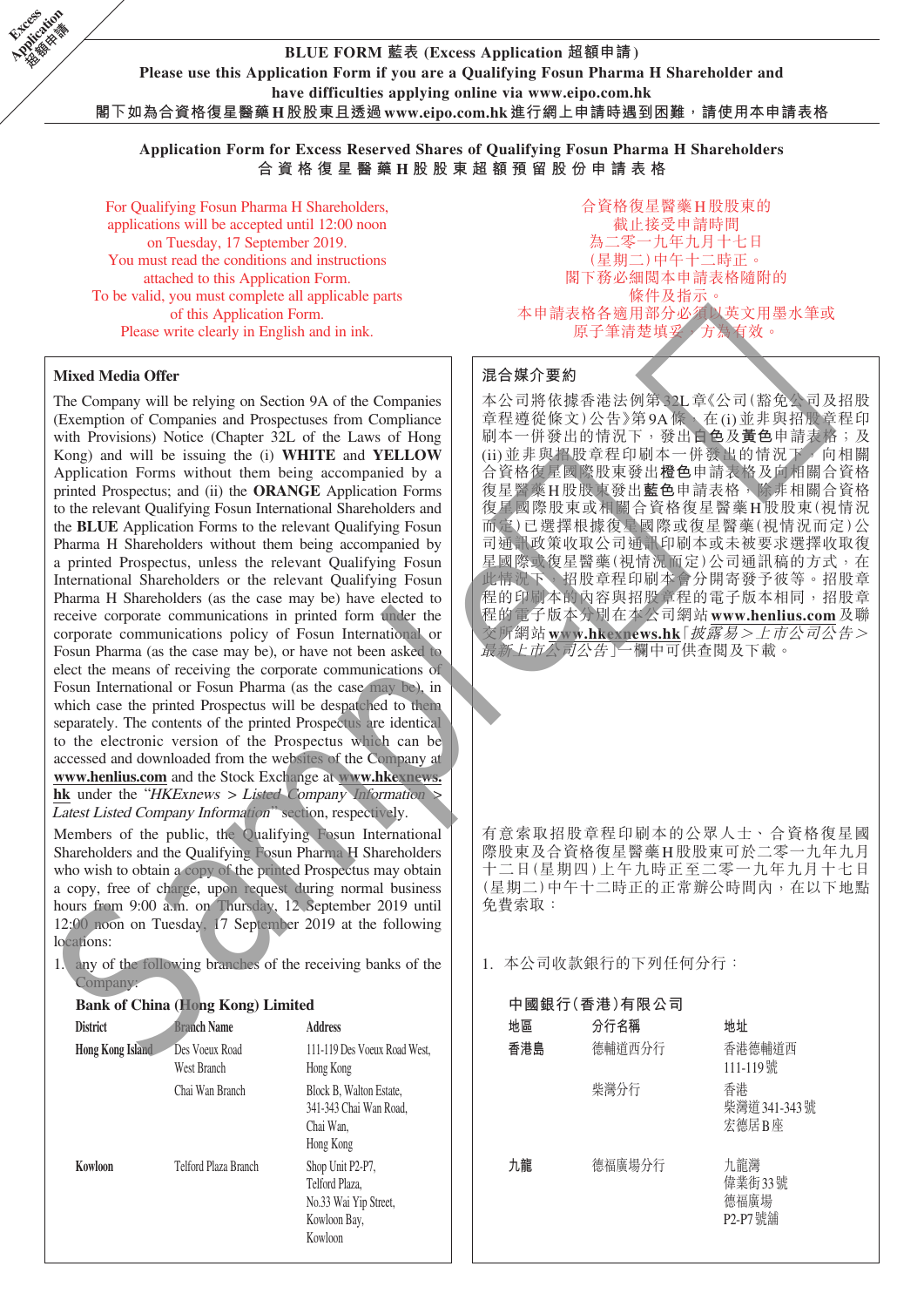Excess Application 超額申請

**BLUE FORM 藍表 (Excess Application 超額申請)**
**Please use this Application Form if you are a Qualifying Fosun Pharma H Shareholder and have difficulties applying online via www.eipo.com.hk**
**閣下如為合資格復星醫藥H股股東且透過www.eipo.com.hk進行網上申請時遇到困難，請使用本申請表格**

**Application Form for Excess Reserved Shares of Qualifying Fosun Pharma H Shareholders**
**合資格復星醫藥H股股東超額預留股份申請表格**

For Qualifying Fosun Pharma H Shareholders, applications will be accepted until 12:00 noon on Tuesday, 17 September 2019.
You must read the conditions and instructions attached to this Application Form.
To be valid, you must complete all applicable parts of this Application Form.
Please write clearly in English and in ink.

合資格復星醫藥H股股東的截止接受申請時間為二零一九年九月十七日(星期二)中午十二時正。
閣下務必細閱本申請表格隨附的條件及指示。
本申請表格各適用部分必須以英文用墨水筆或原子筆清楚填妥，方為有效。

**Mixed Media Offer**

The Company will be relying on Section 9A of the Companies (Exemption of Companies and Prospectuses from Compliance with Provisions) Notice (Chapter 32L of the Laws of Hong Kong) and will be issuing the (i) **WHITE** and **YELLOW** Application Forms without them being accompanied by a printed Prospectus; and (ii) the **ORANGE** Application Forms to the relevant Qualifying Fosun International Shareholders and the **BLUE** Application Forms to the relevant Qualifying Fosun Pharma H Shareholders without them being accompanied by a printed Prospectus, unless the relevant Qualifying Fosun International Shareholders or the relevant Qualifying Fosun Pharma H Shareholders (as the case may be) have elected to receive corporate communications in printed form under the corporate communications policy of Fosun International or Fosun Pharma (as the case may be), or have not been asked to elect the means of receiving the corporate communications of Fosun International or Fosun Pharma (as the case may be), in which case the printed Prospectus will be despatched to them separately. The contents of the printed Prospectus are identical to the electronic version of the Prospectus which can be accessed and downloaded from the websites of the Company at **www.henlius.com** and the Stock Exchange at **www.hkexnews.hk** under the *"HKExnews > Listed Company Information > Latest Listed Company Information"* section, respectively.

Members of the public, the Qualifying Fosun International Shareholders and the Qualifying Fosun Pharma H Shareholders who wish to obtain a copy of the printed Prospectus may obtain a copy, free of charge, upon request during normal business hours from 9:00 a.m. on Thursday, 12 September 2019 until 12:00 noon on Tuesday, 17 September 2019 at the following locations:

1. any of the following branches of the receiving banks of the Company:

**Bank of China (Hong Kong) Limited**

| District | Branch Name | Address |
|---|---|---|
| Hong Kong Island | Des Voeux Road West Branch | 111-119 Des Voeux Road West, Hong Kong |
| | Chai Wan Branch | Block B, Walton Estate, 341-343 Chai Wan Road, Chai Wan, Hong Kong |
| Kowloon | Telford Plaza Branch | Shop Unit P2-P7, Telford Plaza, No.33 Wai Yip Street, Kowloon Bay, Kowloon |

**混合媒介要約**

本公司將依據香港法例第32L章《公司(豁免公司及招股章程遵從條文)公告》第9A條，在(i)並非與招股章程印刷本一併發出的情況下，發出**白色**及**黃色**申請表格；及(ii)並非與招股章程印刷本一併發出的情況下，向相關合資格復星國際股東發出**橙色**申請表格及向相關合資格復星醫藥H股股東發出**藍色**申請表格，除非相關合資格復星國際股東或相關合資格復星醫藥H股股東(視情況而定)已選擇根據復星國際或復星醫藥(視情況而定)公司通訊政策收取公司通訊印刷本或未被要求選擇收取復星國際或復星醫藥(視情況而定)公司通訊稿的方式，在此情況下，招股章程印刷本會分開寄發予彼等。招股章程的印刷本的內容與招股章程的電子版本相同，招股章程的電子版本分別在本公司網站**www.henlius.com**及聯交所網站**www.hkexnews.hk**「*披露易>上市公司公告>最新上市公司公告*」一欄中可供查閱及下載。

有意索取招股章程印刷本的公眾人士、合資格復星國際股東及合資格復星醫藥H股股東可於二零一九年九月十二日(星期四)上午九時正至二零一九年九月十七日(星期二)中午十二時正的正常辦公時間內，在以下地點免費索取：

1. 本公司收款銀行的下列任何分行：

**中國銀行(香港)有限公司**

| 地區 | 分行名稱 | 地址 |
|---|---|---|
| 香港島 | 德輔道西分行 | 香港德輔道西111-119號 |
| | 柴灣分行 | 香港柴灣道341-343號宏德居B座 |
| 九龍 | 德福廣場分行 | 九龍灣偉業街33號德福廣場P2-P7號舖 |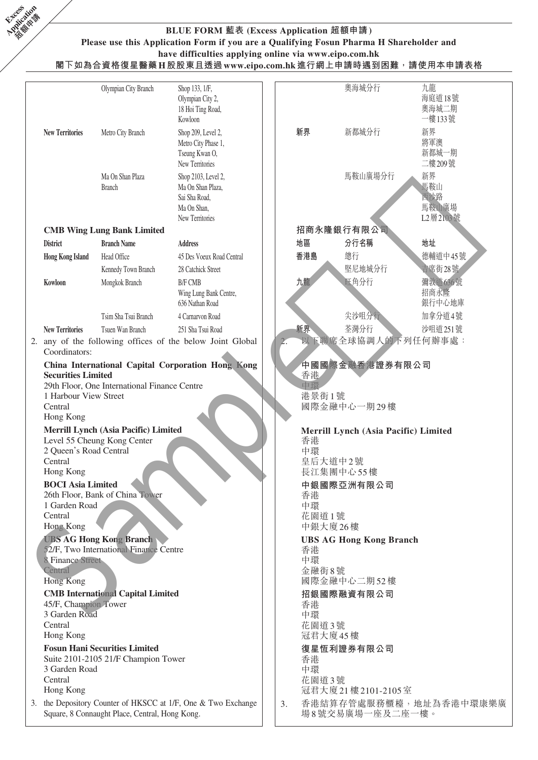# BLUE FORM 藍表 (Excess Application 超額申請)

**Please use this Application Form if you are a Qualifying Fosun Pharma H Shareholder and have difficulties applying online via www.eipo.com.hk**

**閣下如為合資格復星醫藥H股股東且透過www.eipo.com.hk進行網上申請時遇到困難，請使用本申請表格**

| District | Branch Name | Address |
|---|---|---|
| | Olympian City Branch | Shop 133, 1/F, Olympian City 2, 18 Hoi Ting Road, Kowloon |
| New Territories | Metro City Branch | Shop 209, Level 2, Metro City Phase 1, Tseung Kwan O, New Territories |
| | Ma On Shan Plaza Branch | Shop 2103, Level 2, Ma On Shan Plaza, Sai Sha Road, Ma On Shan, New Territories |

**CMB Wing Lung Bank Limited**

| District | Branch Name | Address |
|---|---|---|
| Hong Kong Island | Head Office | 45 Des Voeux Road Central |
| | Kennedy Town Branch | 28 Catchick Street |
| Kowloon | Mongkok Branch | B/F CMB Wing Lung Bank Centre, 636 Nathan Road |
| | Tsim Sha Tsui Branch | 4 Carnarvon Road |
| New Territories | Tsuen Wan Branch | 251 Sha Tsui Road |

2. any of the following offices of the below Joint Global Coordinators:

**China International Capital Corporation Hong Kong Securities Limited**
29th Floor, One International Finance Centre
1 Harbour View Street
Central
Hong Kong

**Merrill Lynch (Asia Pacific) Limited**
Level 55 Cheung Kong Center
2 Queen's Road Central
Central
Hong Kong

**BOCI Asia Limited**
26th Floor, Bank of China Tower
1 Garden Road
Central
Hong Kong

**UBS AG Hong Kong Branch**
52/F, Two International Finance Centre
8 Finance Street
Central
Hong Kong

**CMB International Capital Limited**
45/F, Champion Tower
3 Garden Road
Central
Hong Kong

**Fosun Hani Securities Limited**
Suite 2101-2105 21/F Champion Tower
3 Garden Road
Central
Hong Kong

3. the Depository Counter of HKSCC at 1/F, One & Two Exchange Square, 8 Connaught Place, Central, Hong Kong.

| 地區 | 分行名稱 | 地址 |
|---|---|---|
| | 奧海城分行 | 九龍海庭道18號奧海城二期一樓133號 |
| 新界 | 新都城分行 | 新界將軍澳新都城一期二樓209號 |
| | 馬鞍山廣場分行 | 新界馬鞍山西沙路馬鞍山廣場L2層2103號 |

**招商永隆銀行有限公司**

| 地區 | 分行名稱 | 地址 |
|---|---|---|
| 香港島 | 總行 | 德輔道中45號 |
| | 堅尼地城分行 | 吉席街28號 |
| 九龍 | 旺角分行 | 彌敦道636號招商永隆銀行中心地庫 |
| | 尖沙咀分行 | 加拿分道4號 |
| 新界 | 荃灣分行 | 沙咀道251號 |

2. 以下聯席全球協調人的下列任何辦事處：

**中國國際金融香港證券有限公司**
香港
中環
港景街1號
國際金融中心一期29樓

**Merrill Lynch (Asia Pacific) Limited**
香港
中環
皇后大道中2號
長江集團中心55樓

**中銀國際亞洲有限公司**
香港
中環
花園道1號
中銀大廈26樓

**UBS AG Hong Kong Branch**
香港
中環
金融街8號
國際金融中心二期52樓

**招銀國際融資有限公司**
香港
中環
花園道3號
冠君大廈45樓

**復星恒利證券有限公司**
香港
中環
花園道3號
冠君大廈21樓2101-2105室

3. 香港結算存管處服務櫃檯，地址為香港中環康樂廣場8號交易廣場一座及二座一樓。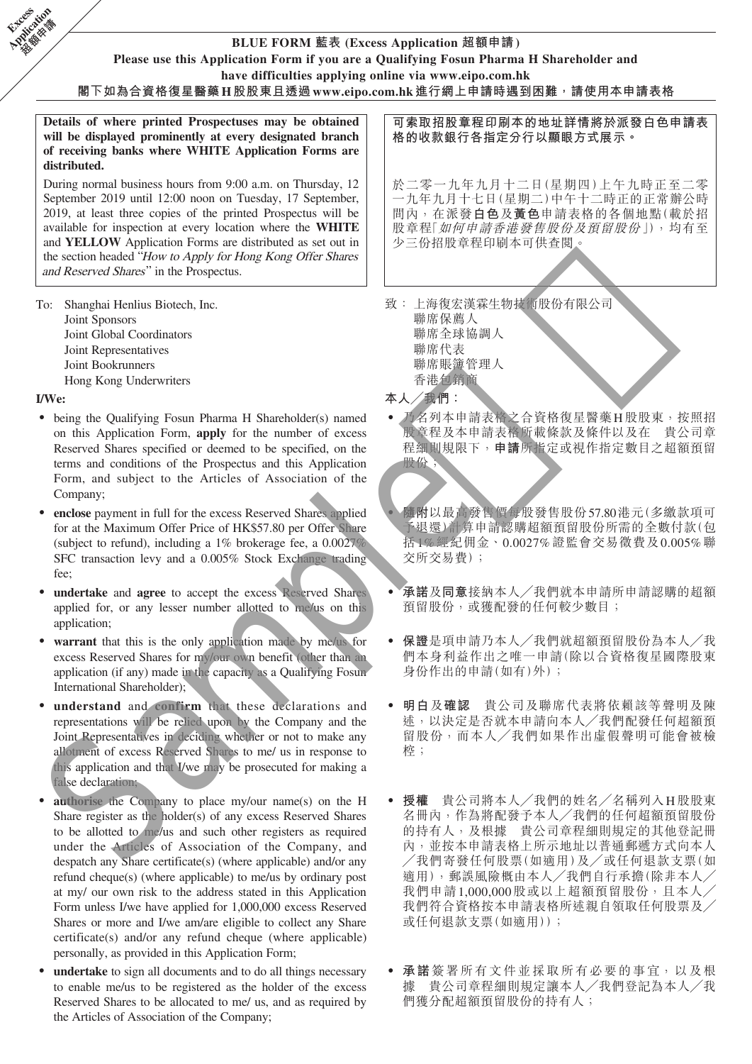Excess Application 超額申請

**BLUE FORM 藍表 (Excess Application 超額申請)**

**Please use this Application Form if you are a Qualifying Fosun Pharma H Shareholder and have difficulties applying online via www.eipo.com.hk**

**閣下如為合資格復星醫藥H股股東且透過www.eipo.com.hk進行網上申請時遇到困難，請使用本申請表格**

**Details of where printed Prospectuses may be obtained will be displayed prominently at every designated branch of receiving banks where WHITE Application Forms are distributed.**

During normal business hours from 9:00 a.m. on Thursday, 12 September 2019 until 12:00 noon on Tuesday, 17 September, 2019, at least three copies of the printed Prospectus will be available for inspection at every location where the **WHITE** and **YELLOW** Application Forms are distributed as set out in the section headed "*How to Apply for Hong Kong Offer Shares and Reserved Shares*" in the Prospectus.

**可索取招股章程印刷本的地址詳情將於派發白色申請表格的收款銀行各指定分行以顯眼方式展示。**

於二零一九年九月十二日(星期四)上午九時正至二零一九年九月十七日(星期二)中午十二時正的正常辦公時間內，在派發**白色**及**黃色**申請表格的各個地點(載於招股章程「*如何申請香港發售股份及預留股份*」)，均有至少三份招股章程印刷本可供查閱。

To: Shanghai Henlius Biotech, Inc.
Joint Sponsors
Joint Global Coordinators
Joint Representatives
Joint Bookrunners
Hong Kong Underwriters

致：上海復宏漢霖生物技術股份有限公司
聯席保薦人
聯席全球協調人
聯席代表
聯席賬簿管理人
香港包銷商

**I/We:**

- being the Qualifying Fosun Pharma H Shareholder(s) named on this Application Form, **apply** for the number of excess Reserved Shares specified or deemed to be specified, on the terms and conditions of the Prospectus and this Application Form, and subject to the Articles of Association of the Company;
- **enclose** payment in full for the excess Reserved Shares applied for at the Maximum Offer Price of HK$57.80 per Offer Share (subject to refund), including a 1% brokerage fee, a 0.0027% SFC transaction levy and a 0.005% Stock Exchange trading fee;
- **undertake** and **agree** to accept the excess Reserved Shares applied for, or any lesser number allotted to me/us on this application;
- **warrant** that this is the only application made by me/us for excess Reserved Shares for my/our own benefit (other than an application (if any) made in the capacity as a Qualifying Fosun International Shareholder);
- **understand** and **confirm** that these declarations and representations will be relied upon by the Company and the Joint Representatives in deciding whether or not to make any allotment of excess Reserved Shares to me/ us in response to this application and that I/we may be prosecuted for making a false declaration;
- **authorise** the Company to place my/our name(s) on the H Share register as the holder(s) of any excess Reserved Shares to be allotted to me/us and such other registers as required under the Articles of Association of the Company, and despatch any Share certificate(s) (where applicable) and/or any refund cheque(s) (where applicable) to me/us by ordinary post at my/ our own risk to the address stated in this Application Form unless I/we have applied for 1,000,000 excess Reserved Shares or more and I/we am/are eligible to collect any Share certificate(s) and/or any refund cheque (where applicable) personally, as provided in this Application Form;
- **undertake** to sign all documents and to do all things necessary to enable me/us to be registered as the holder of the excess Reserved Shares to be allocated to me/ us, and as required by the Articles of Association of the Company;

**本人／我們：**

- 乃名列本申請表格之合資格復星醫藥H股股東，按照招股章程及本申請表格所載條款及條件以及在　貴公司章程細則規限下，**申請**所指定或視作指定數目之超額預留股份；
- **隨附**以最高發售價每股發售股份57.80港元(多繳款項可予退還)計算申請認購超額預留股份所需的全數付款(包括1%經紀佣金、0.0027%證監會交易徵費及0.005%聯交所交易費)；
- **承諾**及**同意**接納本人／我們就本申請所申請認購的超額預留股份，或獲配發的任何較少數目；
- **保證**是項申請乃本人／我們就超額預留股份為本人／我們本身利益作出之唯一申請(除以合資格復星國際股東身份作出的申請(如有)外)；
- **明白**及**確認**　貴公司及聯席代表將依賴該等聲明及陳述，以決定是否就本申請向本人／我們配發任何超額預留股份，而本人／我們如果作出虛假聲明可能會被檢控；
- **授權**　貴公司將本人／我們的姓名／名稱列入H股股東名冊內，作為將配發予本人／我們的任何超額預留股份的持有人，及根據　貴公司章程細則規定的其他登記冊內，並按本申請表格上所示地址以普通郵遞方式向本人／我們寄發任何股票(如適用)及／或任何退款支票(如適用)，郵誤風險概由本人／我們自行承擔(除非本人／我們申請1,000,000股或以上超額預留股份，且本人／我們符合資格按本申請表格所述親自領取任何股票及／或任何退款支票(如適用))；
- **承諾**簽署所有文件並採取所有必要的事宜，以及根據　貴公司章程細則規定讓本人／我們登記為本人／我們獲分配超額預留股份的持有人；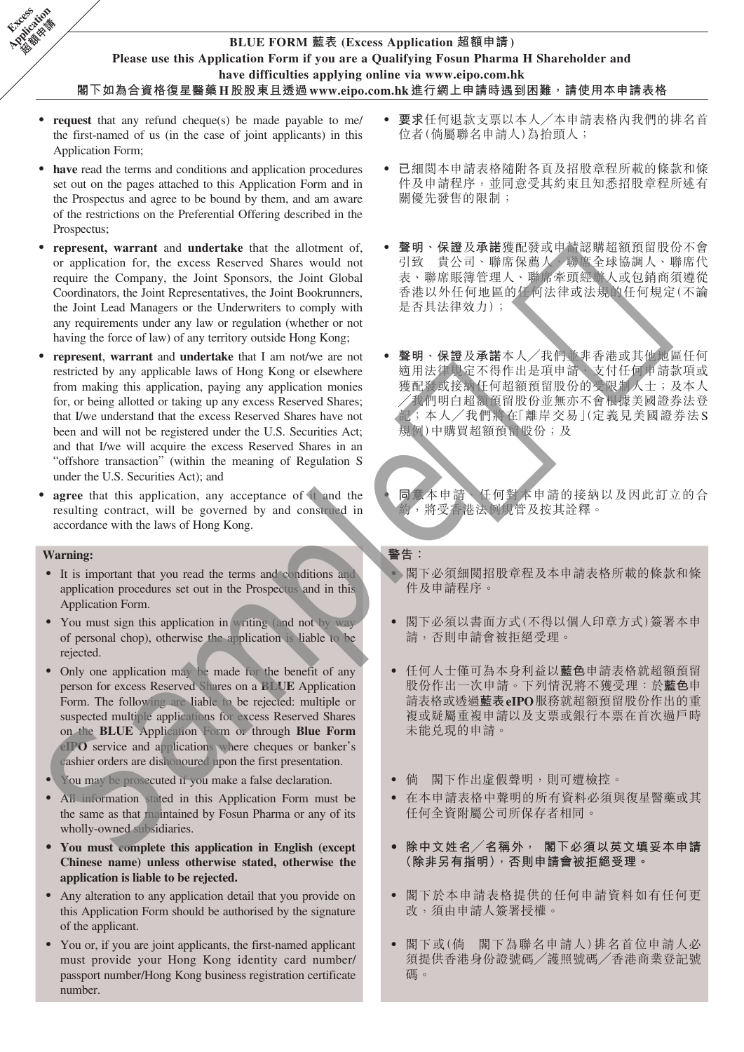**Excess Application 超額申請**

**BLUE FORM 藍表 (Excess Application 超額申請)**

**Please use this Application Form if you are a Qualifying Fosun Pharma H Shareholder and have difficulties applying online via www.eipo.com.hk**

**閣下如為合資格復星醫藥H股股東且透過www.eipo.com.hk進行網上申請時遇到困難，請使用本申請表格**

- **request** that any refund cheque(s) be made payable to me/ the first-named of us (in the case of joint applicants) in this Application Form;
- **have** read the terms and conditions and application procedures set out on the pages attached to this Application Form and in the Prospectus and agree to be bound by them, and am aware of the restrictions on the Preferential Offering described in the Prospectus;
- **represent, warrant** and **undertake** that the allotment of, or application for, the excess Reserved Shares would not require the Company, the Joint Sponsors, the Joint Global Coordinators, the Joint Representatives, the Joint Bookrunners, the Joint Lead Managers or the Underwriters to comply with any requirements under any law or regulation (whether or not having the force of law) of any territory outside Hong Kong;
- **represent**, **warrant** and **undertake** that I am not/we are not restricted by any applicable laws of Hong Kong or elsewhere from making this application, paying any application monies for, or being allotted or taking up any excess Reserved Shares; that I/we understand that the excess Reserved Shares have not been and will not be registered under the U.S. Securities Act; and that I/we will acquire the excess Reserved Shares in an "offshore transaction" (within the meaning of Regulation S under the U.S. Securities Act); and
- **agree** that this application, any acceptance of it and the resulting contract, will be governed by and construed in accordance with the laws of Hong Kong.

- **要求**任何退款支票以本人／本申請表格內我們的排名首位者(倘屬聯名申請人)為抬頭人；
- **已**細閱本申請表格隨附各頁及招股章程所載的條款和條件及申請程序，並同意受其約束且知悉招股章程所述有關優先發售的限制；
- **聲明**、**保證**及**承諾**獲配發或申請認購超額預留股份不會引致 貴公司、聯席保薦人、聯席全球協調人、聯席代表、聯席賬簿管理人、聯席牽頭經辦人或包銷商須遵從香港以外任何地區的任何法律或法規的任何規定(不論是否具法律效力)；
- **聲明**、**保證**及**承諾**本人／我們並非香港或其他地區任何適用法律規定不得作出是項申請、支付任何申請款項或獲配發或接納任何超額預留股份的受限制人士；及本人／我們明白超額預留股份並無亦不會根據美國證券法登記；本人／我們將在「離岸交易」(定義見美國證券法S規例)中購買超額預留股份；及
- **同意**本申請、任何對本申請的接納以及因此訂立的合約，將受香港法例規管及按其詮釋。

**Warning:**

- It is important that you read the terms and conditions and application procedures set out in the Prospectus and in this Application Form.
- You must sign this application in writing (and not by way of personal chop), otherwise the application is liable to be rejected.
- Only one application may be made for the benefit of any person for excess Reserved Shares on a **BLUE** Application Form. The following are liable to be rejected: multiple or suspected multiple applications for excess Reserved Shares on the **BLUE** Application Form or through **Blue Form eIPO** service and applications where cheques or banker's cashier orders are dishonoured upon the first presentation.
- You may be prosecuted if you make a false declaration.
- All information stated in this Application Form must be the same as that maintained by Fosun Pharma or any of its wholly-owned subsidiaries.
- **You must complete this application in English (except Chinese name) unless otherwise stated, otherwise the application is liable to be rejected.**
- Any alteration to any application detail that you provide on this Application Form should be authorised by the signature of the applicant.
- You or, if you are joint applicants, the first-named applicant must provide your Hong Kong identity card number/ passport number/Hong Kong business registration certificate number.

**警告：**

- 閣下必須細閱招股章程及本申請表格所載的條款和條件及申請程序。
- 閣下必須以書面方式(不得以個人印章方式)簽署本申請，否則申請會被拒絕受理。
- 任何人士僅可為本身利益以**藍色**申請表格就超額預留股份作出一次申請。下列情況將不獲受理：於**藍色**申請表格或透過**藍表eIPO**服務就超額預留股份作出的重複或疑屬重複申請以及支票或銀行本票在首次過戶時未能兌現的申請。
- 倘 閣下作出虛假聲明，則可遭檢控。
- 在本申請表格中聲明的所有資料必須與復星醫藥或其任何全資附屬公司所保存者相同。
- **除中文姓名／名稱外， 閣下必須以英文填妥本申請(除非另有指明)，否則申請會被拒絕受理。**
- 閣下於本申請表格提供的任何申請資料如有任何更改，須由申請人簽署授權。
- 閣下或(倘 閣下為聯名申請人)排名首位申請人必須提供香港身份證號碼／護照號碼／香港商業登記號碼。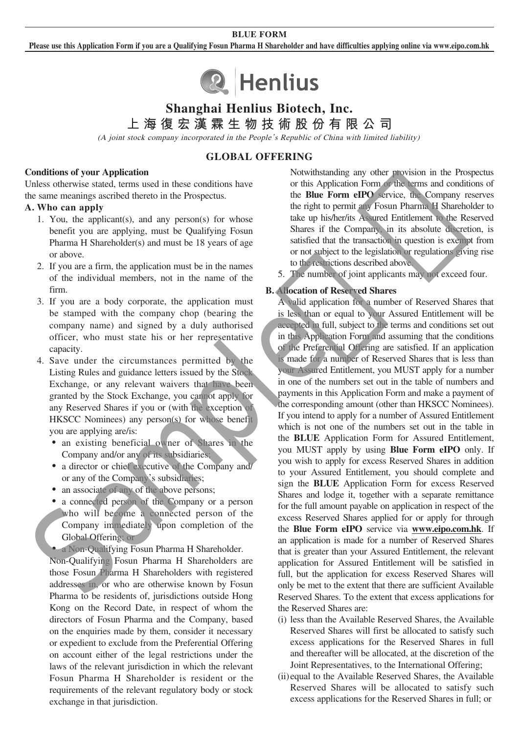**BLUE FORM**

**Please use this Application Form if you are a Qualifying Fosun Pharma H Shareholder and have difficulties applying online via www.eipo.com.hk**

Henlius

# Shanghai Henlius Biotech, Inc.

# 上海復宏漢霖生物技術股份有限公司

*(A joint stock company incorporated in the People's Republic of China with limited liability)*

## GLOBAL OFFERING

**Conditions of your Application**

Unless otherwise stated, terms used in these conditions have the same meanings ascribed thereto in the Prospectus.

**A. Who can apply**

1. You, the applicant(s), and any person(s) for whose benefit you are applying, must be Qualifying Fosun Pharma H Shareholder(s) and must be 18 years of age or above.
2. If you are a firm, the application must be in the names of the individual members, not in the name of the firm.
3. If you are a body corporate, the application must be stamped with the company chop (bearing the company name) and signed by a duly authorised officer, who must state his or her representative capacity.
4. Save under the circumstances permitted by the Listing Rules and guidance letters issued by the Stock Exchange, or any relevant waivers that have been granted by the Stock Exchange, you cannot apply for any Reserved Shares if you or (with the exception of HKSCC Nominees) any person(s) for whose benefit you are applying are/is:
   - an existing beneficial owner of Shares in the Company and/or any of its subsidiaries;
   - a director or chief executive of the Company and/or any of the Company's subsidiaries;
   - an associate of any of the above persons;
   - a connected person of the Company or a person who will become a connected person of the Company immediately upon completion of the Global Offering; or
   - a Non-Qualifying Fosun Pharma H Shareholder.

   Non-Qualifying Fosun Pharma H Shareholders are those Fosun Pharma H Shareholders with registered addresses in, or who are otherwise known by Fosun Pharma to be residents of, jurisdictions outside Hong Kong on the Record Date, in respect of whom the directors of Fosun Pharma and the Company, based on the enquiries made by them, consider it necessary or expedient to exclude from the Preferential Offering on account either of the legal restrictions under the laws of the relevant jurisdiction in which the relevant Fosun Pharma H Shareholder is resident or the requirements of the relevant regulatory body or stock exchange in that jurisdiction.

   Notwithstanding any other provision in the Prospectus or this Application Form or the terms and conditions of the **Blue Form eIPO** service, the Company reserves the right to permit any Fosun Pharma H Shareholder to take up his/her/its Assured Entitlement to the Reserved Shares if the Company, in its absolute discretion, is satisfied that the transaction in question is exempt from or not subject to the legislation or regulations giving rise to the restrictions described above.
5. The number of joint applicants may not exceed four.

**B. Allocation of Reserved Shares**

A valid application for a number of Reserved Shares that is less than or equal to your Assured Entitlement will be accepted in full, subject to the terms and conditions set out in this Application Form and assuming that the conditions of the Preferential Offering are satisfied. If an application is made for a number of Reserved Shares that is less than your Assured Entitlement, you MUST apply for a number in one of the numbers set out in the table of numbers and payments in this Application Form and make a payment of the corresponding amount (other than HKSCC Nominees). If you intend to apply for a number of Assured Entitlement which is not one of the numbers set out in the table in the **BLUE** Application Form for Assured Entitlement, you MUST apply by using **Blue Form eIPO** only. If you wish to apply for excess Reserved Shares in addition to your Assured Entitlement, you should complete and sign the **BLUE** Application Form for excess Reserved Shares and lodge it, together with a separate remittance for the full amount payable on application in respect of the excess Reserved Shares applied for or apply for through the **Blue Form eIPO** service via **www.eipo.com.hk**. If an application is made for a number of Reserved Shares that is greater than your Assured Entitlement, the relevant application for Assured Entitlement will be satisfied in full, but the application for excess Reserved Shares will only be met to the extent that there are sufficient Available Reserved Shares. To the extent that excess applications for the Reserved Shares are:

(i) less than the Available Reserved Shares, the Available Reserved Shares will first be allocated to satisfy such excess applications for the Reserved Shares in full and thereafter will be allocated, at the discretion of the Joint Representatives, to the International Offering;

(ii) equal to the Available Reserved Shares, the Available Reserved Shares will be allocated to satisfy such excess applications for the Reserved Shares in full; or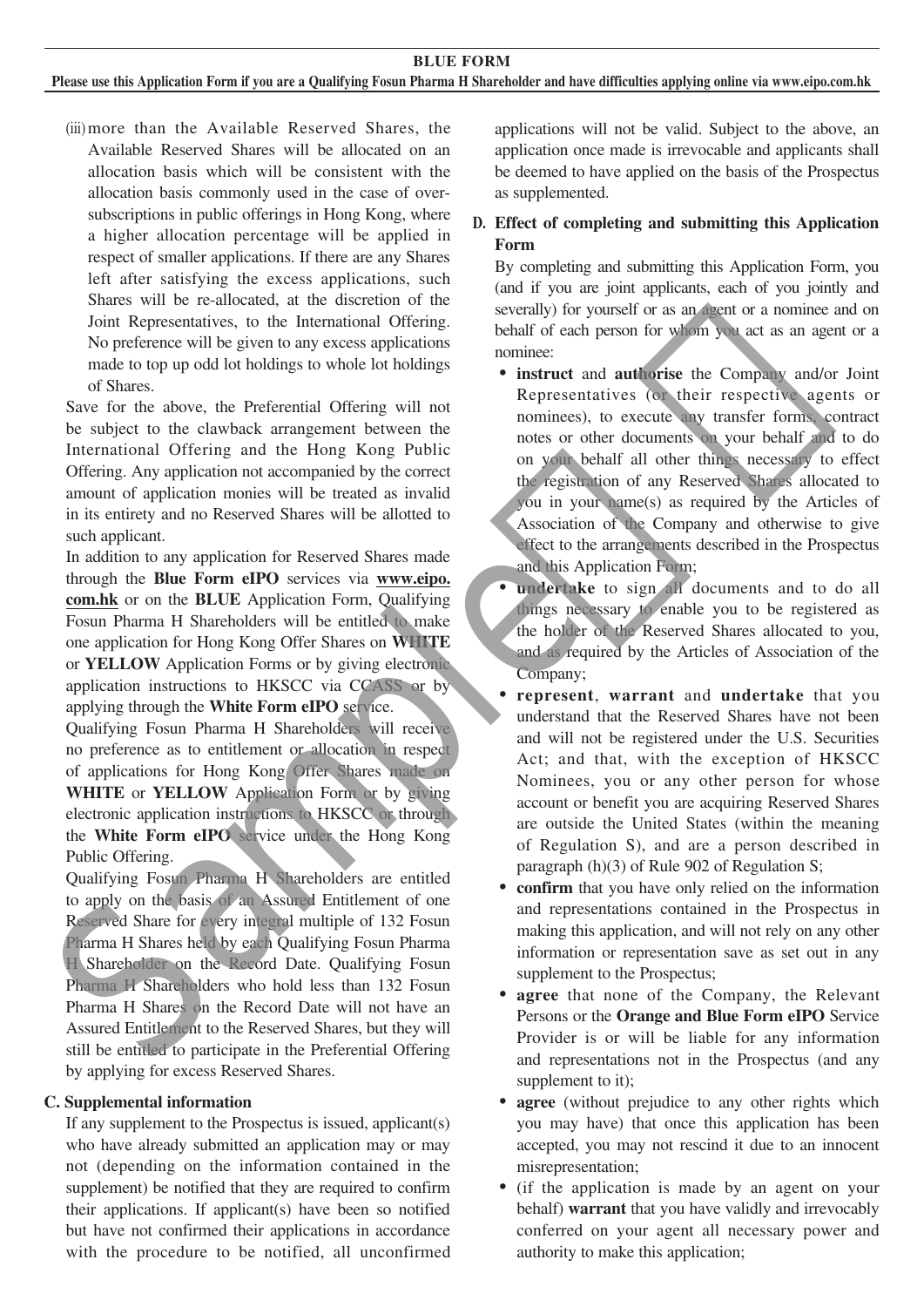(iii) more than the Available Reserved Shares, the Available Reserved Shares will be allocated on an allocation basis which will be consistent with the allocation basis commonly used in the case of over-subscriptions in public offerings in Hong Kong, where a higher allocation percentage will be applied in respect of smaller applications. If there are any Shares left after satisfying the excess applications, such Shares will be re-allocated, at the discretion of the Joint Representatives, to the International Offering. No preference will be given to any excess applications made to top up odd lot holdings to whole lot holdings of Shares.

Save for the above, the Preferential Offering will not be subject to the clawback arrangement between the International Offering and the Hong Kong Public Offering. Any application not accompanied by the correct amount of application monies will be treated as invalid in its entirety and no Reserved Shares will be allotted to such applicant.

In addition to any application for Reserved Shares made through the **Blue Form eIPO** services via **www.eipo.com.hk** or on the **BLUE** Application Form, Qualifying Fosun Pharma H Shareholders will be entitled to make one application for Hong Kong Offer Shares on **WHITE** or **YELLOW** Application Forms or by giving electronic application instructions to HKSCC via CCASS or by applying through the **White Form eIPO** service.

Qualifying Fosun Pharma H Shareholders will receive no preference as to entitlement or allocation in respect of applications for Hong Kong Offer Shares made on **WHITE** or **YELLOW** Application Form or by giving electronic application instructions to HKSCC or through the **White Form eIPO** service under the Hong Kong Public Offering.

Qualifying Fosun Pharma H Shareholders are entitled to apply on the basis of an Assured Entitlement of one Reserved Share for every integral multiple of 132 Fosun Pharma H Shares held by each Qualifying Fosun Pharma H Shareholder on the Record Date. Qualifying Fosun Pharma H Shareholders who hold less than 132 Fosun Pharma H Shares on the Record Date will not have an Assured Entitlement to the Reserved Shares, but they will still be entitled to participate in the Preferential Offering by applying for excess Reserved Shares.

## C. Supplemental information

If any supplement to the Prospectus is issued, applicant(s) who have already submitted an application may or may not (depending on the information contained in the supplement) be notified that they are required to confirm their applications. If applicant(s) have been so notified but have not confirmed their applications in accordance with the procedure to be notified, all unconfirmed applications will not be valid. Subject to the above, an application once made is irrevocable and applicants shall be deemed to have applied on the basis of the Prospectus as supplemented.

## D. Effect of completing and submitting this Application Form

By completing and submitting this Application Form, you (and if you are joint applicants, each of you jointly and severally) for yourself or as an agent or a nominee and on behalf of each person for whom you act as an agent or a nominee:

- **instruct** and **authorise** the Company and/or Joint Representatives (or their respective agents or nominees), to execute any transfer forms, contract notes or other documents on your behalf and to do on your behalf all other things necessary to effect the registration of any Reserved Shares allocated to you in your name(s) as required by the Articles of Association of the Company and otherwise to give effect to the arrangements described in the Prospectus and this Application Form;
- **undertake** to sign all documents and to do all things necessary to enable you to be registered as the holder of the Reserved Shares allocated to you, and as required by the Articles of Association of the Company;
- **represent**, **warrant** and **undertake** that you understand that the Reserved Shares have not been and will not be registered under the U.S. Securities Act; and that, with the exception of HKSCC Nominees, you or any other person for whose account or benefit you are acquiring Reserved Shares are outside the United States (within the meaning of Regulation S), and are a person described in paragraph (h)(3) of Rule 902 of Regulation S;
- **confirm** that you have only relied on the information and representations contained in the Prospectus in making this application, and will not rely on any other information or representation save as set out in any supplement to the Prospectus;
- **agree** that none of the Company, the Relevant Persons or the **Orange and Blue Form eIPO** Service Provider is or will be liable for any information and representations not in the Prospectus (and any supplement to it);
- **agree** (without prejudice to any other rights which you may have) that once this application has been accepted, you may not rescind it due to an innocent misrepresentation;
- (if the application is made by an agent on your behalf) **warrant** that you have validly and irrevocably conferred on your agent all necessary power and authority to make this application;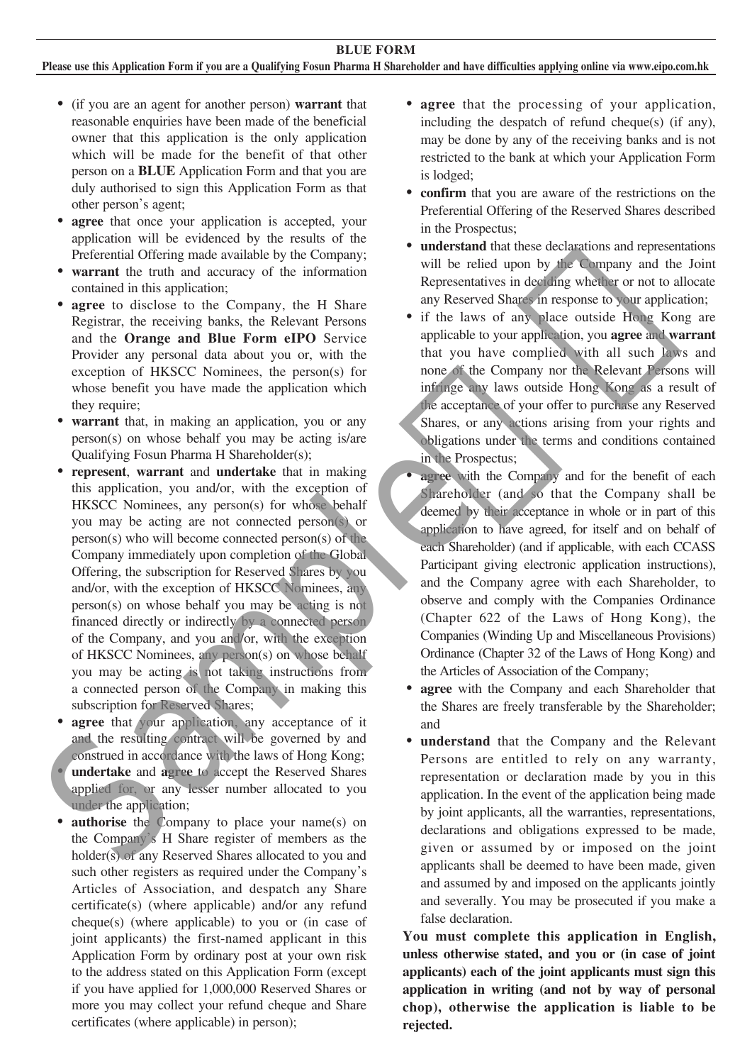- (if you are an agent for another person) **warrant** that reasonable enquiries have been made of the beneficial owner that this application is the only application which will be made for the benefit of that other person on a **BLUE** Application Form and that you are duly authorised to sign this Application Form as that other person's agent;
- **agree** that once your application is accepted, your application will be evidenced by the results of the Preferential Offering made available by the Company;
- **warrant** the truth and accuracy of the information contained in this application;
- **agree** to disclose to the Company, the H Share Registrar, the receiving banks, the Relevant Persons and the **Orange and Blue Form eIPO** Service Provider any personal data about you or, with the exception of HKSCC Nominees, the person(s) for whose benefit you have made the application which they require;
- **warrant** that, in making an application, you or any person(s) on whose behalf you may be acting is/are Qualifying Fosun Pharma H Shareholder(s);
- **represent**, **warrant** and **undertake** that in making this application, you and/or, with the exception of HKSCC Nominees, any person(s) for whose behalf you may be acting are not connected person(s) or person(s) who will become connected person(s) of the Company immediately upon completion of the Global Offering, the subscription for Reserved Shares by you and/or, with the exception of HKSCC Nominees, any person(s) on whose behalf you may be acting is not financed directly or indirectly by a connected person of the Company, and you and/or, with the exception of HKSCC Nominees, any person(s) on whose behalf you may be acting is not taking instructions from a connected person of the Company in making this subscription for Reserved Shares;
- **agree** that your application, any acceptance of it and the resulting contract will be governed by and construed in accordance with the laws of Hong Kong;
- **undertake** and **agree** to accept the Reserved Shares applied for, or any lesser number allocated to you under the application;
- **authorise** the Company to place your name(s) on the Company's H Share register of members as the holder(s) of any Reserved Shares allocated to you and such other registers as required under the Company's Articles of Association, and despatch any Share certificate(s) (where applicable) and/or any refund cheque(s) (where applicable) to you or (in case of joint applicants) the first-named applicant in this Application Form by ordinary post at your own risk to the address stated on this Application Form (except if you have applied for 1,000,000 Reserved Shares or more you may collect your refund cheque and Share certificates (where applicable) in person);
- **agree** that the processing of your application, including the despatch of refund cheque(s) (if any), may be done by any of the receiving banks and is not restricted to the bank at which your Application Form is lodged;
- **confirm** that you are aware of the restrictions on the Preferential Offering of the Reserved Shares described in the Prospectus;
- **understand** that these declarations and representations will be relied upon by the Company and the Joint Representatives in deciding whether or not to allocate any Reserved Shares in response to your application;
- if the laws of any place outside Hong Kong are applicable to your application, you **agree** and **warrant** that you have complied with all such laws and none of the Company nor the Relevant Persons will infringe any laws outside Hong Kong as a result of the acceptance of your offer to purchase any Reserved Shares, or any actions arising from your rights and obligations under the terms and conditions contained in the Prospectus;
- **agree** with the Company and for the benefit of each Shareholder (and so that the Company shall be deemed by their acceptance in whole or in part of this application to have agreed, for itself and on behalf of each Shareholder) (and if applicable, with each CCASS Participant giving electronic application instructions), and the Company agree with each Shareholder, to observe and comply with the Companies Ordinance (Chapter 622 of the Laws of Hong Kong), the Companies (Winding Up and Miscellaneous Provisions) Ordinance (Chapter 32 of the Laws of Hong Kong) and the Articles of Association of the Company;
- **agree** with the Company and each Shareholder that the Shares are freely transferable by the Shareholder; and
- **understand** that the Company and the Relevant Persons are entitled to rely on any warranty, representation or declaration made by you in this application. In the event of the application being made by joint applicants, all the warranties, representations, declarations and obligations expressed to be made, given or assumed by or imposed on the joint applicants shall be deemed to have been made, given and assumed by and imposed on the applicants jointly and severally. You may be prosecuted if you make a false declaration.

**You must complete this application in English, unless otherwise stated, and you or (in case of joint applicants) each of the joint applicants must sign this application in writing (and not by way of personal chop), otherwise the application is liable to be rejected.**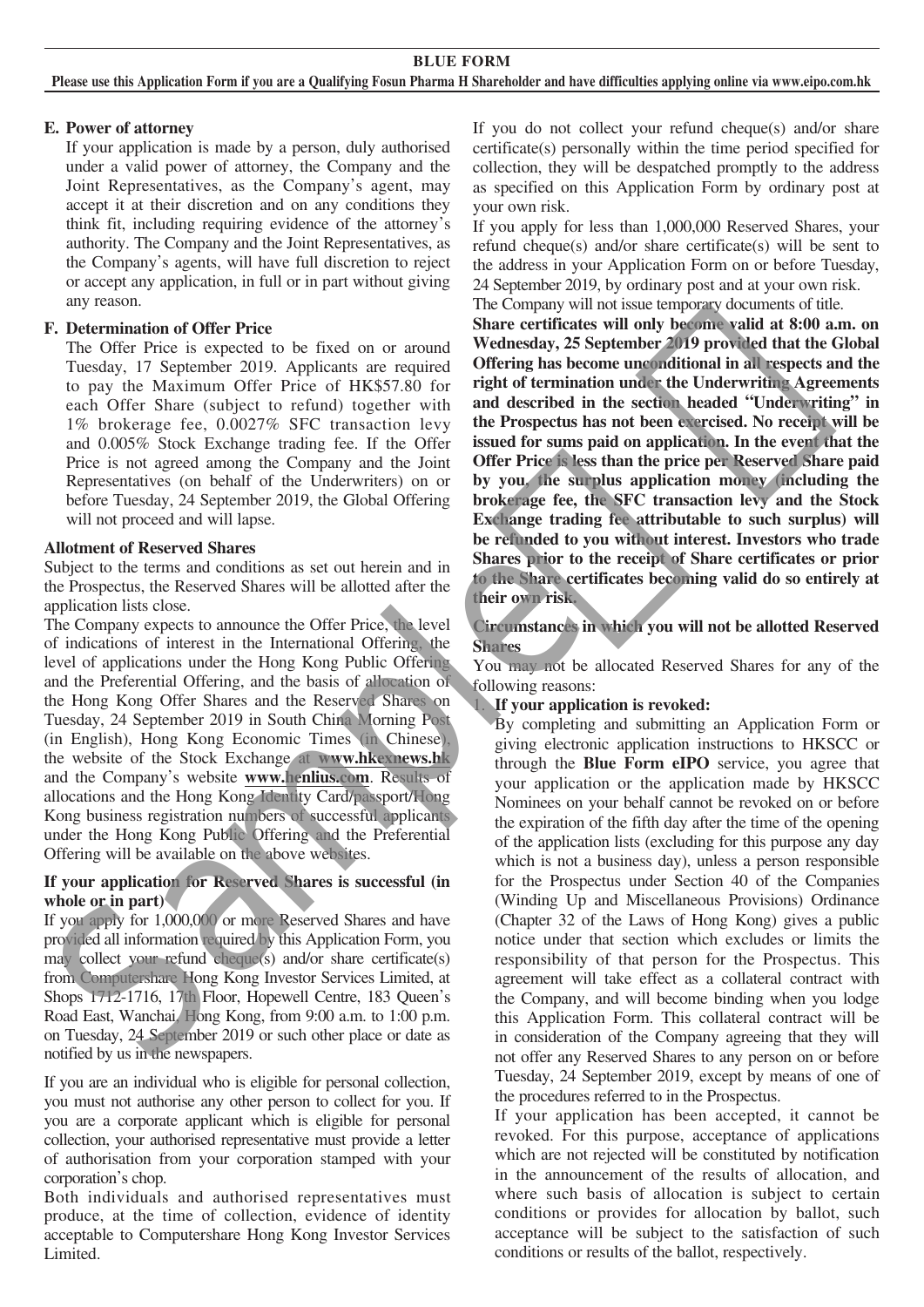**BLUE FORM**

**Please use this Application Form if you are a Qualifying Fosun Pharma H Shareholder and have difficulties applying online via www.eipo.com.hk**

**E. Power of attorney**

If your application is made by a person, duly authorised under a valid power of attorney, the Company and the Joint Representatives, as the Company's agent, may accept it at their discretion and on any conditions they think fit, including requiring evidence of the attorney's authority. The Company and the Joint Representatives, as the Company's agents, will have full discretion to reject or accept any application, in full or in part without giving any reason.

**F. Determination of Offer Price**

The Offer Price is expected to be fixed on or around Tuesday, 17 September 2019. Applicants are required to pay the Maximum Offer Price of HK$57.80 for each Offer Share (subject to refund) together with 1% brokerage fee, 0.0027% SFC transaction levy and 0.005% Stock Exchange trading fee. If the Offer Price is not agreed among the Company and the Joint Representatives (on behalf of the Underwriters) on or before Tuesday, 24 September 2019, the Global Offering will not proceed and will lapse.

**Allotment of Reserved Shares**

Subject to the terms and conditions as set out herein and in the Prospectus, the Reserved Shares will be allotted after the application lists close.

The Company expects to announce the Offer Price, the level of indications of interest in the International Offering, the level of applications under the Hong Kong Public Offering and the Preferential Offering, and the basis of allocation of the Hong Kong Offer Shares and the Reserved Shares on Tuesday, 24 September 2019 in South China Morning Post (in English), Hong Kong Economic Times (in Chinese), the website of the Stock Exchange at **www.hkexnews.hk** and the Company's website **www.henlius.com**. Results of allocations and the Hong Kong Identity Card/passport/Hong Kong business registration numbers of successful applicants under the Hong Kong Public Offering and the Preferential Offering will be available on the above websites.

**If your application for Reserved Shares is successful (in whole or in part)**

If you apply for 1,000,000 or more Reserved Shares and have provided all information required by this Application Form, you may collect your refund cheque(s) and/or share certificate(s) from Computershare Hong Kong Investor Services Limited, at Shops 1712-1716, 17th Floor, Hopewell Centre, 183 Queen's Road East, Wanchai, Hong Kong, from 9:00 a.m. to 1:00 p.m. on Tuesday, 24 September 2019 or such other place or date as notified by us in the newspapers.

If you are an individual who is eligible for personal collection, you must not authorise any other person to collect for you. If you are a corporate applicant which is eligible for personal collection, your authorised representative must provide a letter of authorisation from your corporation stamped with your corporation's chop.

Both individuals and authorised representatives must produce, at the time of collection, evidence of identity acceptable to Computershare Hong Kong Investor Services Limited.

If you do not collect your refund cheque(s) and/or share certificate(s) personally within the time period specified for collection, they will be despatched promptly to the address as specified on this Application Form by ordinary post at your own risk.

If you apply for less than 1,000,000 Reserved Shares, your refund cheque(s) and/or share certificate(s) will be sent to the address in your Application Form on or before Tuesday, 24 September 2019, by ordinary post and at your own risk.

The Company will not issue temporary documents of title.

**Share certificates will only become valid at 8:00 a.m. on Wednesday, 25 September 2019 provided that the Global Offering has become unconditional in all respects and the right of termination under the Underwriting Agreements and described in the section headed "Underwriting" in the Prospectus has not been exercised. No receipt will be issued for sums paid on application. In the event that the Offer Price is less than the price per Reserved Share paid by you, the surplus application money (including the brokerage fee, the SFC transaction levy and the Stock Exchange trading fee attributable to such surplus) will be refunded to you without interest. Investors who trade Shares prior to the receipt of Share certificates or prior to the Share certificates becoming valid do so entirely at their own risk.**

**Circumstances in which you will not be allotted Reserved Shares**

You may not be allocated Reserved Shares for any of the following reasons:

1. **If your application is revoked:**

   By completing and submitting an Application Form or giving electronic application instructions to HKSCC or through the **Blue Form eIPO** service, you agree that your application or the application made by HKSCC Nominees on your behalf cannot be revoked on or before the expiration of the fifth day after the time of the opening of the application lists (excluding for this purpose any day which is not a business day), unless a person responsible for the Prospectus under Section 40 of the Companies (Winding Up and Miscellaneous Provisions) Ordinance (Chapter 32 of the Laws of Hong Kong) gives a public notice under that section which excludes or limits the responsibility of that person for the Prospectus. This agreement will take effect as a collateral contract with the Company, and will become binding when you lodge this Application Form. This collateral contract will be in consideration of the Company agreeing that they will not offer any Reserved Shares to any person on or before Tuesday, 24 September 2019, except by means of one of the procedures referred to in the Prospectus.

   If your application has been accepted, it cannot be revoked. For this purpose, acceptance of applications which are not rejected will be constituted by notification in the announcement of the results of allocation, and where such basis of allocation is subject to certain conditions or provides for allocation by ballot, such acceptance will be subject to the satisfaction of such conditions or results of the ballot, respectively.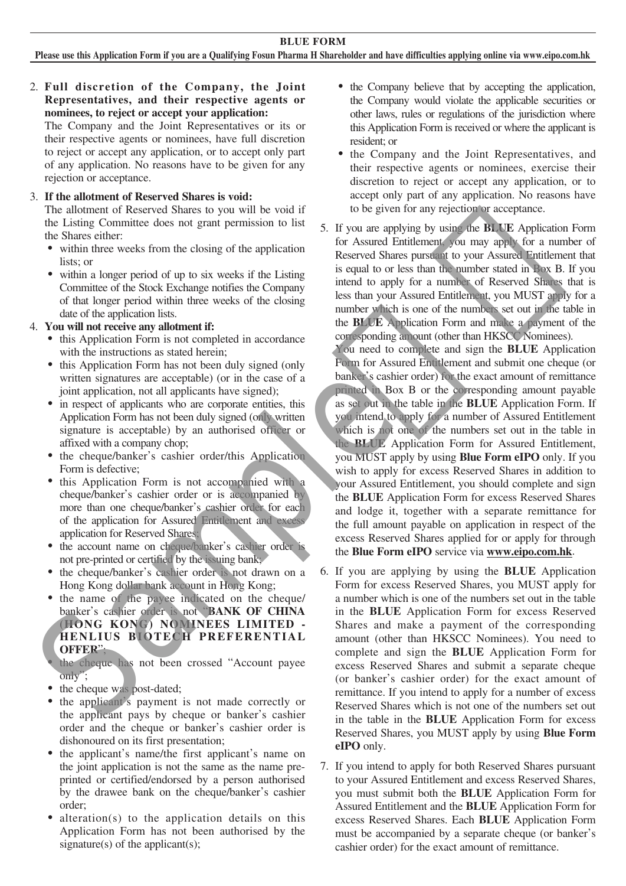**BLUE FORM**

**Please use this Application Form if you are a Qualifying Fosun Pharma H Shareholder and have difficulties applying online via www.eipo.com.hk**

2. **Full discretion of the Company, the Joint Representatives, and their respective agents or nominees, to reject or accept your application:**

   The Company and the Joint Representatives or its or their respective agents or nominees, have full discretion to reject or accept any application, or to accept only part of any application. No reasons have to be given for any rejection or acceptance.

3. **If the allotment of Reserved Shares is void:**

   The allotment of Reserved Shares to you will be void if the Listing Committee does not grant permission to list the Shares either:

   - within three weeks from the closing of the application lists; or
   - within a longer period of up to six weeks if the Listing Committee of the Stock Exchange notifies the Company of that longer period within three weeks of the closing date of the application lists.

4. **You will not receive any allotment if:**

   - this Application Form is not completed in accordance with the instructions as stated herein;
   - this Application Form has not been duly signed (only written signatures are acceptable) (or in the case of a joint application, not all applicants have signed);
   - in respect of applicants who are corporate entities, this Application Form has not been duly signed (only written signature is acceptable) by an authorised officer or affixed with a company chop;
   - the cheque/banker's cashier order/this Application Form is defective;
   - this Application Form is not accompanied with a cheque/banker's cashier order or is accompanied by more than one cheque/banker's cashier order for each of the application for Assured Entitlement and excess application for Reserved Shares;
   - the account name on cheque/banker's cashier order is not pre-printed or certified by the issuing bank;
   - the cheque/banker's cashier order is not drawn on a Hong Kong dollar bank account in Hong Kong;
   - the name of the payee indicated on the cheque/banker's cashier order is not "**BANK OF CHINA (HONG KONG) NOMINEES LIMITED - HENLIUS BIOTECH PREFERENTIAL OFFER**";
   - the cheque has not been crossed "Account payee only";
   - the cheque was post-dated;
   - the applicant's payment is not made correctly or the applicant pays by cheque or banker's cashier order and the cheque or banker's cashier order is dishonoured on its first presentation;
   - the applicant's name/the first applicant's name on the joint application is not the same as the name pre-printed or certified/endorsed by a person authorised by the drawee bank on the cheque/banker's cashier order;
   - alteration(s) to the application details on this Application Form has not been authorised by the signature(s) of the applicant(s);
   - the Company believe that by accepting the application, the Company would violate the applicable securities or other laws, rules or regulations of the jurisdiction where this Application Form is received or where the applicant is resident; or
   - the Company and the Joint Representatives, and their respective agents or nominees, exercise their discretion to reject or accept any application, or to accept only part of any application. No reasons have to be given for any rejection or acceptance.

5. If you are applying by using the **BLUE** Application Form for Assured Entitlement, you may apply for a number of Reserved Shares pursuant to your Assured Entitlement that is equal to or less than the number stated in Box B. If you intend to apply for a number of Reserved Shares that is less than your Assured Entitlement, you MUST apply for a number which is one of the numbers set out in the table in the **BLUE** Application Form and make a payment of the corresponding amount (other than HKSCC Nominees).

   You need to complete and sign the **BLUE** Application Form for Assured Entitlement and submit one cheque (or banker's cashier order) for the exact amount of remittance printed in Box B or the corresponding amount payable as set out in the table in the **BLUE** Application Form. If you intend to apply for a number of Assured Entitlement which is not one of the numbers set out in the table in the **BLUE** Application Form for Assured Entitlement, you MUST apply by using **Blue Form eIPO** only. If you wish to apply for excess Reserved Shares in addition to your Assured Entitlement, you should complete and sign the **BLUE** Application Form for excess Reserved Shares and lodge it, together with a separate remittance for the full amount payable on application in respect of the excess Reserved Shares applied for or apply for through the **Blue Form eIPO** service via **www.eipo.com.hk**.

6. If you are applying by using the **BLUE** Application Form for excess Reserved Shares, you MUST apply for a number which is one of the numbers set out in the table in the **BLUE** Application Form for excess Reserved Shares and make a payment of the corresponding amount (other than HKSCC Nominees). You need to complete and sign the **BLUE** Application Form for excess Reserved Shares and submit a separate cheque (or banker's cashier order) for the exact amount of remittance. If you intend to apply for a number of excess Reserved Shares which is not one of the numbers set out in the table in the **BLUE** Application Form for excess Reserved Shares, you MUST apply by using **Blue Form eIPO** only.

7. If you intend to apply for both Reserved Shares pursuant to your Assured Entitlement and excess Reserved Shares, you must submit both the **BLUE** Application Form for Assured Entitlement and the **BLUE** Application Form for excess Reserved Shares. Each **BLUE** Application Form must be accompanied by a separate cheque (or banker's cashier order) for the exact amount of remittance.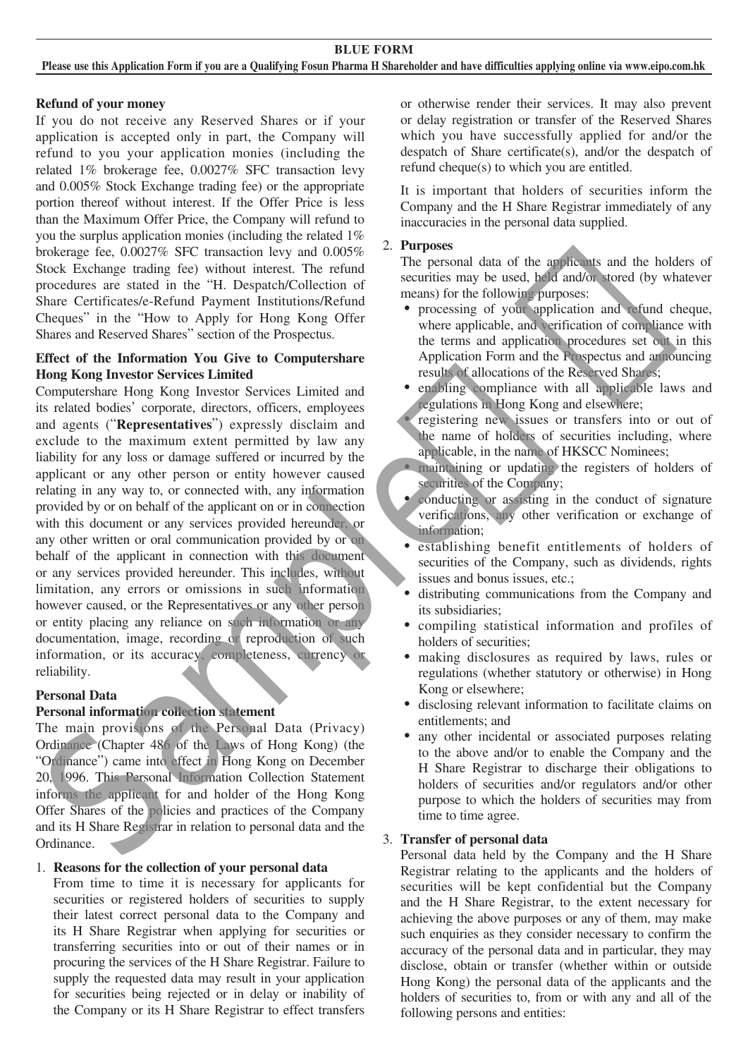**Refund of your money**

If you do not receive any Reserved Shares or if your application is accepted only in part, the Company will refund to you your application monies (including the related 1% brokerage fee, 0.0027% SFC transaction levy and 0.005% Stock Exchange trading fee) or the appropriate portion thereof without interest. If the Offer Price is less than the Maximum Offer Price, the Company will refund to you the surplus application monies (including the related 1% brokerage fee, 0.0027% SFC transaction levy and 0.005% Stock Exchange trading fee) without interest. The refund procedures are stated in the "H. Despatch/Collection of Share Certificates/e-Refund Payment Institutions/Refund Cheques" in the "How to Apply for Hong Kong Offer Shares and Reserved Shares" section of the Prospectus.

**Effect of the Information You Give to Computershare Hong Kong Investor Services Limited**

Computershare Hong Kong Investor Services Limited and its related bodies' corporate, directors, officers, employees and agents ("**Representatives**") expressly disclaim and exclude to the maximum extent permitted by law any liability for any loss or damage suffered or incurred by the applicant or any other person or entity however caused relating in any way to, or connected with, any information provided by or on behalf of the applicant on or in connection with this document or any services provided hereunder, or any other written or oral communication provided by or on behalf of the applicant in connection with this document or any services provided hereunder. This includes, without limitation, any errors or omissions in such information however caused, or the Representatives or any other person or entity placing any reliance on such information or any documentation, image, recording or reproduction of such information, or its accuracy, completeness, currency or reliability.

**Personal Data**

**Personal information collection statement**

The main provisions of the Personal Data (Privacy) Ordinance (Chapter 486 of the Laws of Hong Kong) (the "Ordinance") came into effect in Hong Kong on December 20, 1996. This Personal Information Collection Statement informs the applicant for and holder of the Hong Kong Offer Shares of the policies and practices of the Company and its H Share Registrar in relation to personal data and the Ordinance.

1. **Reasons for the collection of your personal data**

   From time to time it is necessary for applicants for securities or registered holders of securities to supply their latest correct personal data to the Company and its H Share Registrar when applying for securities or transferring securities into or out of their names or in procuring the services of the H Share Registrar. Failure to supply the requested data may result in your application for securities being rejected or in delay or inability of the Company or its H Share Registrar to effect transfers or otherwise render their services. It may also prevent or delay registration or transfer of the Reserved Shares which you have successfully applied for and/or the despatch of Share certificate(s), and/or the despatch of refund cheque(s) to which you are entitled.

   It is important that holders of securities inform the Company and the H Share Registrar immediately of any inaccuracies in the personal data supplied.

2. **Purposes**

   The personal data of the applicants and the holders of securities may be used, held and/or stored (by whatever means) for the following purposes:

   - processing of your application and refund cheque, where applicable, and verification of compliance with the terms and application procedures set out in this Application Form and the Prospectus and announcing results of allocations of the Reserved Shares;
   - enabling compliance with all applicable laws and regulations in Hong Kong and elsewhere;
   - registering new issues or transfers into or out of the name of holders of securities including, where applicable, in the name of HKSCC Nominees;
   - maintaining or updating the registers of holders of securities of the Company;
   - conducting or assisting in the conduct of signature verifications, any other verification or exchange of information;
   - establishing benefit entitlements of holders of securities of the Company, such as dividends, rights issues and bonus issues, etc.;
   - distributing communications from the Company and its subsidiaries;
   - compiling statistical information and profiles of holders of securities;
   - making disclosures as required by laws, rules or regulations (whether statutory or otherwise) in Hong Kong or elsewhere;
   - disclosing relevant information to facilitate claims on entitlements; and
   - any other incidental or associated purposes relating to the above and/or to enable the Company and the H Share Registrar to discharge their obligations to holders of securities and/or regulators and/or other purpose to which the holders of securities may from time to time agree.

3. **Transfer of personal data**

   Personal data held by the Company and the H Share Registrar relating to the applicants and the holders of securities will be kept confidential but the Company and the H Share Registrar, to the extent necessary for achieving the above purposes or any of them, may make such enquiries as they consider necessary to confirm the accuracy of the personal data and in particular, they may disclose, obtain or transfer (whether within or outside Hong Kong) the personal data of the applicants and the holders of securities to, from or with any and all of the following persons and entities: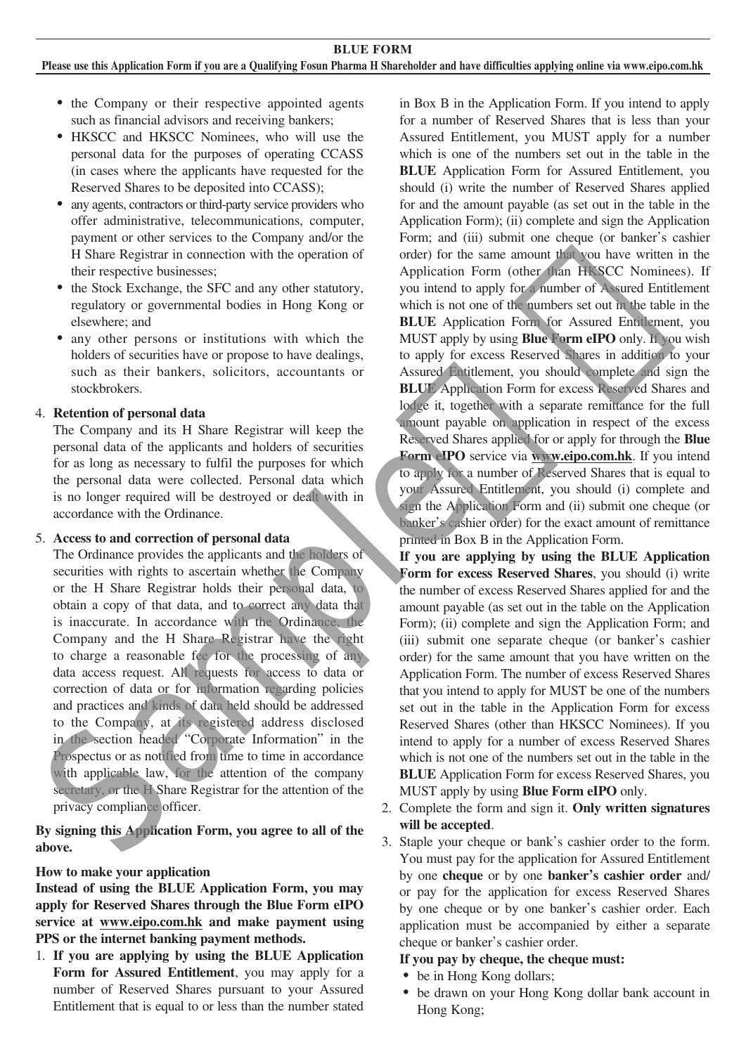**BLUE FORM**

**Please use this Application Form if you are a Qualifying Fosun Pharma H Shareholder and have difficulties applying online via www.eipo.com.hk**

- the Company or their respective appointed agents such as financial advisors and receiving bankers;
- HKSCC and HKSCC Nominees, who will use the personal data for the purposes of operating CCASS (in cases where the applicants have requested for the Reserved Shares to be deposited into CCASS);
- any agents, contractors or third-party service providers who offer administrative, telecommunications, computer, payment or other services to the Company and/or the H Share Registrar in connection with the operation of their respective businesses;
- the Stock Exchange, the SFC and any other statutory, regulatory or governmental bodies in Hong Kong or elsewhere; and
- any other persons or institutions with which the holders of securities have or propose to have dealings, such as their bankers, solicitors, accountants or stockbrokers.

4. **Retention of personal data**

   The Company and its H Share Registrar will keep the personal data of the applicants and holders of securities for as long as necessary to fulfil the purposes for which the personal data were collected. Personal data which is no longer required will be destroyed or dealt with in accordance with the Ordinance.

5. **Access to and correction of personal data**

   The Ordinance provides the applicants and the holders of securities with rights to ascertain whether the Company or the H Share Registrar holds their personal data, to obtain a copy of that data, and to correct any data that is inaccurate. In accordance with the Ordinance, the Company and the H Share Registrar have the right to charge a reasonable fee for the processing of any data access request. All requests for access to data or correction of data or for information regarding policies and practices and kinds of data held should be addressed to the Company, at its registered address disclosed in the section headed "Corporate Information" in the Prospectus or as notified from time to time in accordance with applicable law, for the attention of the company secretary, or the H Share Registrar for the attention of the privacy compliance officer.

**By signing this Application Form, you agree to all of the above.**

**How to make your application**

**Instead of using the BLUE Application Form, you may apply for Reserved Shares through the Blue Form eIPO service at www.eipo.com.hk and make payment using PPS or the internet banking payment methods.**

1. **If you are applying by using the BLUE Application Form for Assured Entitlement**, you may apply for a number of Reserved Shares pursuant to your Assured Entitlement that is equal to or less than the number stated in Box B in the Application Form. If you intend to apply for a number of Reserved Shares that is less than your Assured Entitlement, you MUST apply for a number which is one of the numbers set out in the table in the **BLUE** Application Form for Assured Entitlement, you should (i) write the number of Reserved Shares applied for and the amount payable (as set out in the table in the Application Form); (ii) complete and sign the Application Form; and (iii) submit one cheque (or banker's cashier order) for the same amount that you have written in the Application Form (other than HKSCC Nominees). If you intend to apply for a number of Assured Entitlement which is not one of the numbers set out in the table in the **BLUE** Application Form for Assured Entitlement, you MUST apply by using **Blue Form eIPO** only. If you wish to apply for excess Reserved Shares in addition to your Assured Entitlement, you should complete and sign the **BLUE** Application Form for excess Reserved Shares and lodge it, together with a separate remittance for the full amount payable on application in respect of the excess Reserved Shares applied for or apply for through the **Blue Form eIPO** service via www.eipo.com.hk. If you intend to apply for a number of Reserved Shares that is equal to your Assured Entitlement, you should (i) complete and sign the Application Form and (ii) submit one cheque (or banker's cashier order) for the exact amount of remittance printed in Box B in the Application Form.

   **If you are applying by using the BLUE Application Form for excess Reserved Shares**, you should (i) write the number of excess Reserved Shares applied for and the amount payable (as set out in the table on the Application Form); (ii) complete and sign the Application Form; and (iii) submit one separate cheque (or banker's cashier order) for the same amount that you have written on the Application Form. The number of excess Reserved Shares that you intend to apply for MUST be one of the numbers set out in the table in the Application Form for excess Reserved Shares (other than HKSCC Nominees). If you intend to apply for a number of excess Reserved Shares which is not one of the numbers set out in the table in the **BLUE** Application Form for excess Reserved Shares, you MUST apply by using **Blue Form eIPO** only.
2. Complete the form and sign it. **Only written signatures will be accepted**.
3. Staple your cheque or bank's cashier order to the form. You must pay for the application for Assured Entitlement by one **cheque** or by one **banker's cashier order** and/or pay for the application for excess Reserved Shares by one cheque or by one banker's cashier order. Each application must be accompanied by either a separate cheque or banker's cashier order.

   **If you pay by cheque, the cheque must:**
   - be in Hong Kong dollars;
   - be drawn on your Hong Kong dollar bank account in Hong Kong;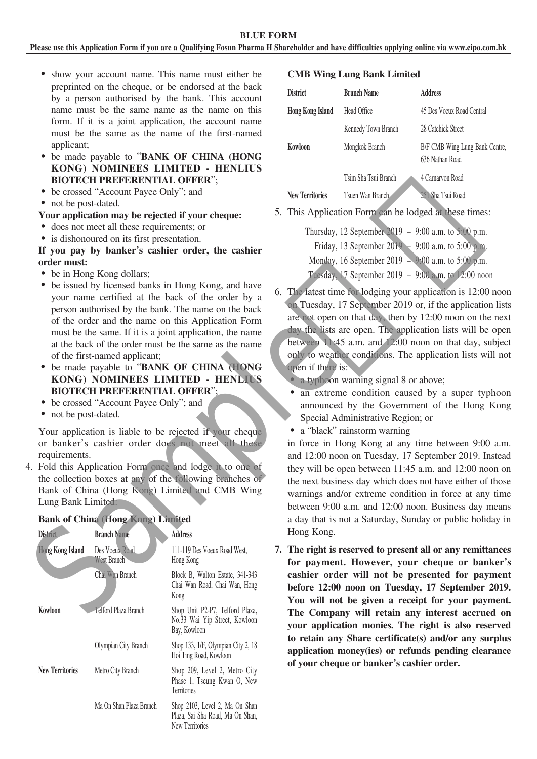**BLUE FORM**

**Please use this Application Form if you are a Qualifying Fosun Pharma H Shareholder and have difficulties applying online via www.eipo.com.hk**

- show your account name. This name must either be preprinted on the cheque, or be endorsed at the back by a person authorised by the bank. This account name must be the same name as the name on this form. If it is a joint application, the account name must be the same as the name of the first-named applicant;
- be made payable to "**BANK OF CHINA (HONG KONG) NOMINEES LIMITED - HENLIUS BIOTECH PREFERENTIAL OFFER**";
- be crossed "Account Payee Only"; and
- not be post-dated.

**Your application may be rejected if your cheque:**

- does not meet all these requirements; or
- is dishonoured on its first presentation.

**If you pay by banker's cashier order, the cashier order must:**

- be in Hong Kong dollars;
- be issued by licensed banks in Hong Kong, and have your name certified at the back of the order by a person authorised by the bank. The name on the back of the order and the name on this Application Form must be the same. If it is a joint application, the name at the back of the order must be the same as the name of the first-named applicant;
- be made payable to "**BANK OF CHINA (HONG KONG) NOMINEES LIMITED - HENLIUS BIOTECH PREFERENTIAL OFFER**";
- be crossed "Account Payee Only"; and
- not be post-dated.

Your application is liable to be rejected if your cheque or banker's cashier order does not meet all these requirements.

4. Fold this Application Form once and lodge it to one of the collection boxes at any of the following branches of Bank of China (Hong Kong) Limited and CMB Wing Lung Bank Limited:

**Bank of China (Hong Kong) Limited**

| District | Branch Name | Address |
|---|---|---|
| Hong Kong Island | Des Voeux Road West Branch | 111-119 Des Voeux Road West, Hong Kong |
| | Chai Wan Branch | Block B, Walton Estate, 341-343 Chai Wan Road, Chai Wan, Hong Kong |
| Kowloon | Telford Plaza Branch | Shop Unit P2-P7, Telford Plaza, No.33 Wai Yip Street, Kowloon Bay, Kowloon |
| | Olympian City Branch | Shop 133, 1/F, Olympian City 2, 18 Hoi Ting Road, Kowloon |
| New Territories | Metro City Branch | Shop 209, Level 2, Metro City Phase 1, Tseung Kwan O, New Territories |
| | Ma On Shan Plaza Branch | Shop 2103, Level 2, Ma On Shan Plaza, Sai Sha Road, Ma On Shan, New Territories |

**CMB Wing Lung Bank Limited**

| District | Branch Name | Address |
|---|---|---|
| Hong Kong Island | Head Office | 45 Des Voeux Road Central |
| | Kennedy Town Branch | 28 Catchick Street |
| Kowloon | Mongkok Branch | B/F CMB Wing Lung Bank Centre, 636 Nathan Road |
| | Tsim Sha Tsui Branch | 4 Carnarvon Road |
| New Territories | Tsuen Wan Branch | 251 Sha Tsui Road |

5. This Application Form can be lodged at these times:

Thursday, 12 September 2019 – 9:00 a.m. to 5:00 p.m.
Friday, 13 September 2019 – 9:00 a.m. to 5:00 p.m.
Monday, 16 September 2019 – 9:00 a.m. to 5:00 p.m.
Tuesday, 17 September 2019 – 9:00 a.m. to 12:00 noon

6. The latest time for lodging your application is 12:00 noon on Tuesday, 17 September 2019 or, if the application lists are not open on that day, then by 12:00 noon on the next day the lists are open. The application lists will be open between 11:45 a.m. and 12:00 noon on that day, subject only to weather conditions. The application lists will not open if there is:

   - a typhoon warning signal 8 or above;
   - an extreme condition caused by a super typhoon announced by the Government of the Hong Kong Special Administrative Region; or
   - a "black" rainstorm warning

   in force in Hong Kong at any time between 9:00 a.m. and 12:00 noon on Tuesday, 17 September 2019. Instead they will be open between 11:45 a.m. and 12:00 noon on the next business day which does not have either of those warnings and/or extreme condition in force at any time between 9:00 a.m. and 12:00 noon. Business day means a day that is not a Saturday, Sunday or public holiday in Hong Kong.

7. **The right is reserved to present all or any remittances for payment. However, your cheque or banker's cashier order will not be presented for payment before 12:00 noon on Tuesday, 17 September 2019. You will not be given a receipt for your payment. The Company will retain any interest accrued on your application monies. The right is also reserved to retain any Share certificate(s) and/or any surplus application money(ies) or refunds pending clearance of your cheque or banker's cashier order.**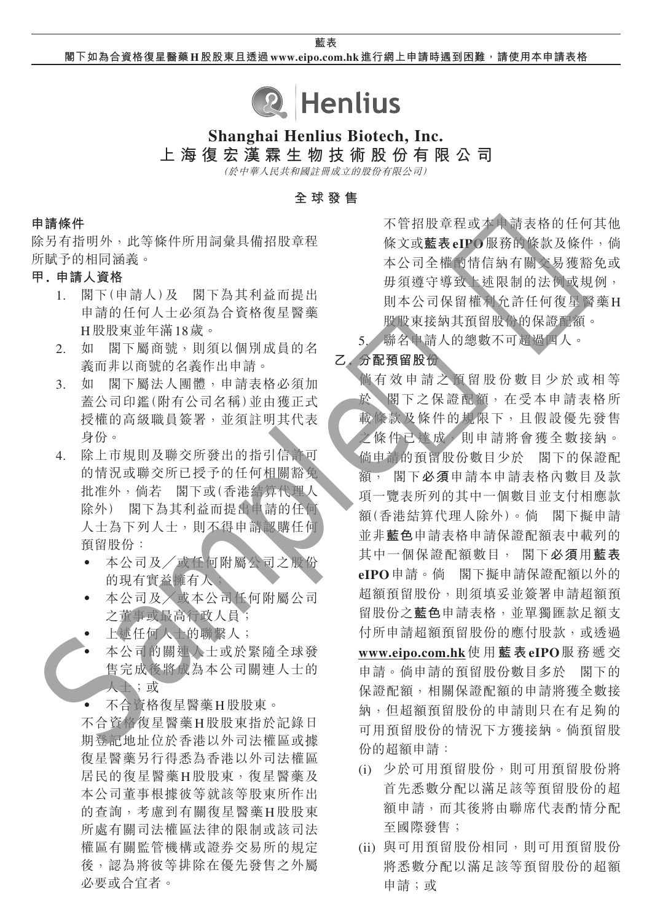藍表

閣下如為合資格復星醫藥H股股東且透過www.eipo.com.hk進行網上申請時遇到困難，請使用本申請表格

# Shanghai Henlius Biotech, Inc.
# 上海復宏漢霖生物技術股份有限公司

*(於中華人民共和國註冊成立的股份有限公司)*

## 全球發售

### 申請條件

除另有指明外，此等條件所用詞彙具備招股章程所賦予的相同涵義。

### 甲. 申請人資格

1. 閣下(申請人)及　閣下為其利益而提出申請的任何人士必須為合資格復星醫藥H股股東並年滿18歲。
2. 如　閣下屬商號，則須以個別成員的名義而非以商號的名義作出申請。
3. 如　閣下屬法人團體，申請表格必須加蓋公司印鑑(附有公司名稱)並由獲正式授權的高級職員簽署，並須註明其代表身份。
4. 除上市規則及聯交所發出的指引信許可的情況或聯交所已授予的任何相關豁免批准外，倘若　閣下或(香港結算代理人除外)　閣下為其利益而提出申請的任何人士為下列人士，則不得申請認購任何預留股份：
   - 本公司及／或任何附屬公司之股份的現有實益擁有人；
   - 本公司及／或本公司任何附屬公司之董事或最高行政人員；
   - 上述任何人士的聯繫人；
   - 本公司的關連人士或於緊隨全球發售完成後將成為本公司關連人士的人士；或
   - 不合資格復星醫藥H股股東。

   不合資格復星醫藥H股股東指於記錄日期登記地址位於香港以外司法權區或據復星醫藥另行得悉為香港以外司法權區居民的復星醫藥H股股東，復星醫藥及本公司董事根據彼等就該等股東所作出的查詢，考慮到有關復星醫藥H股股東所處有關司法權區法律的限制或該司法權區有關監管機構或證券交易所的規定後，認為將彼等排除在優先發售之外屬必要或合宜者。

   不管招股章程或本申請表格的任何其他條文或**藍表eIPO**服務的條款及條件，倘本公司全權酌情信納有關交易獲豁免或毋須遵守導致上述限制的法例或規例，則本公司保留權利允許任何復星醫藥H股股東接納其預留股份的保證配額。
5. 聯名申請人的總數不可超過四人。

### 乙. 分配預留股份

倘有效申請之預留股份數目少於或相等於　閣下之保證配額，在受本申請表格所載條款及條件的規限下，且假設優先發售之條件已達成，則申請將會獲全數接納。倘申請的預留股份數目少於　閣下的保證配額，　閣下**必須**申請本申請表格內數目及款項一覽表所列的其中一個數目並支付相應款額(香港結算代理人除外)。倘　閣下擬申請並非**藍色**申請表格申請保證配額表中載列的其中一個保證配額數目，　閣下**必須**用**藍表eIPO**申請。倘　閣下擬申請保證配額以外的超額預留股份，則須填妥並簽署申請超額預留股份之**藍色**申請表格，並單獨匯款足額支付所申請超額預留股份的應付股款，或透過www.eipo.com.hk使用**藍表eIPO**服務遞交申請。倘申請的預留股份數目多於　閣下的保證配額，相關保證配額的申請將獲全數接納，但超額預留股份的申請則只在有足夠的可用預留股份的情況下方獲接納。倘預留股份的超額申請：

(i) 少於可用預留股份，則可用預留股份將首先悉數分配以滿足該等預留股份的超額申請，而其後將由聯席代表酌情分配至國際發售；

(ii) 與可用預留股份相同，則可用預留股份將悉數分配以滿足該等預留股份的超額申請；或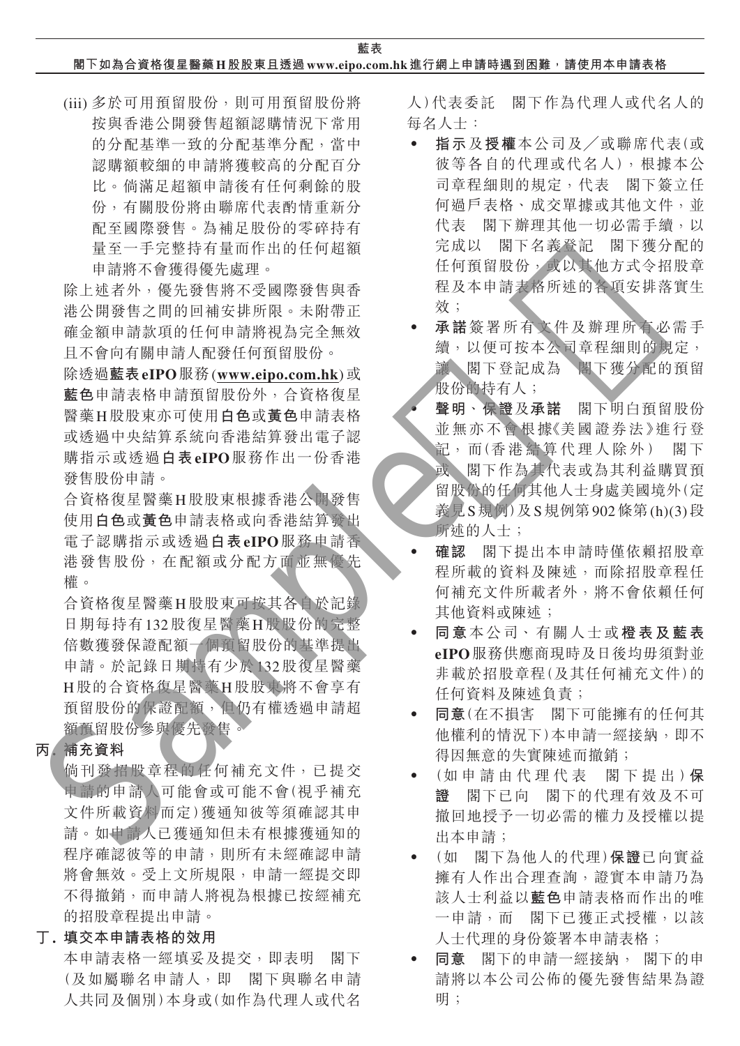(iii) 多於可用預留股份，則可用預留股份將按與香港公開發售超額認購情況下常用的分配基準一致的分配基準分配，當中認購額較細的申請將獲較高的分配百分比。倘滿足超額申請後有任何剩餘的股份，有關股份將由聯席代表酌情重新分配至國際發售。為補足股份的零碎持有量至一手完整持有量而作出的任何超額申請將不會獲得優先處理。

除上述者外，優先發售將不受國際發售與香港公開發售之間的回補安排所限。未附帶正確金額申請款項的任何申請將視為完全無效且不會向有關申請人配發任何預留股份。

除透過**藍表eIPO**服務(www.eipo.com.hk)或**藍色**申請表格申請預留股份外，合資格復星醫藥H股股東亦可使用**白色**或**黃色**申請表格或透過中央結算系統向香港結算發出電子認購指示或透過**白表eIPO**服務作出一份香港發售股份申請。

合資格復星醫藥H股股東根據香港公開發售使用**白色**或**黃色**申請表格或向香港結算發出電子認購指示或透過**白表eIPO**服務申請香港發售股份，在配額或分配方面並無優先權。

合資格復星醫藥H股股東可按其各自於記錄日期每持有132股復星醫藥H股股份的完整倍數獲發保證配額一個預留股份的基準提出申請。於記錄日期持有少於132股復星醫藥H股的合資格復星醫藥H股股東將不會享有預留股份的保證配額，但仍有權透過申請超額預留股份參與優先發售。

**丙. 補充資料**

倘刊發招股章程的任何補充文件，已提交申請的申請人可能會或可能不會(視乎補充文件所載資料而定)獲通知彼等須確認其申請。如申請人已獲通知但未有根據獲通知的程序確認彼等的申請，則所有未經確認申請將會無效。受上文所規限，申請一經提交即不得撤銷，而申請人將視為根據已按經補充的招股章程提出申請。

**丁. 填交本申請表格的效用**

本申請表格一經填妥及提交，即表明 閣下(及如屬聯名申請人，即 閣下與聯名申請人共同及個別)本身或(如作為代理人或代名人)代表委託 閣下作為代理人或代名人的每名人士：

- **指示**及**授權**本公司及／或聯席代表(或彼等各自的代理或代名人)，根據本公司章程細則的規定，代表 閣下簽立任何過戶表格、成交單據或其他文件，並代表 閣下辦理其他一切必需手續，以完成以 閣下名義登記 閣下獲分配的任何預留股份，或以其他方式令招股章程及本申請表格所述的各項安排落實生效；
- **承諾**簽署所有文件及辦理所有必需手續，以便可按本公司章程細則的規定，讓 閣下登記成為 閣下獲分配的預留股份的持有人；
- **聲明**、**保證**及**承諾** 閣下明白預留股份並無亦不會根據《美國證券法》進行登記，而(香港結算代理人除外) 閣下或 閣下作為其代表或為其利益購買預留股份的任何其他人士身處美國境外(定義見S規例)及S規例第902條第(h)(3)段所述的人士；
- **確認** 閣下提出本申請時僅依賴招股章程所載的資料及陳述，而除招股章程任何補充文件所載者外，將不會依賴任何其他資料或陳述；
- **同意**本公司、有關人士或**橙表及藍表eIPO**服務供應商現時及日後均毋須對並非載於招股章程(及其任何補充文件)的任何資料及陳述負責；
- **同意**(在不損害 閣下可能擁有的任何其他權利的情況下)本申請一經接納，即不得因無意的失實陳述而撤銷；
- (如申請由代理代表 閣下提出)**保證** 閣下已向 閣下的代理有效及不可撤回地授予一切必需的權力及授權以提出本申請；
- (如 閣下為他人的代理)**保證**已向實益擁有人作出合理查詢，證實本申請乃為該人士利益以**藍色**申請表格而作出的唯一申請，而 閣下已獲正式授權，以該人士代理的身份簽署本申請表格；
- **同意** 閣下的申請一經接納， 閣下的申請將以本公司公佈的優先發售結果為證明；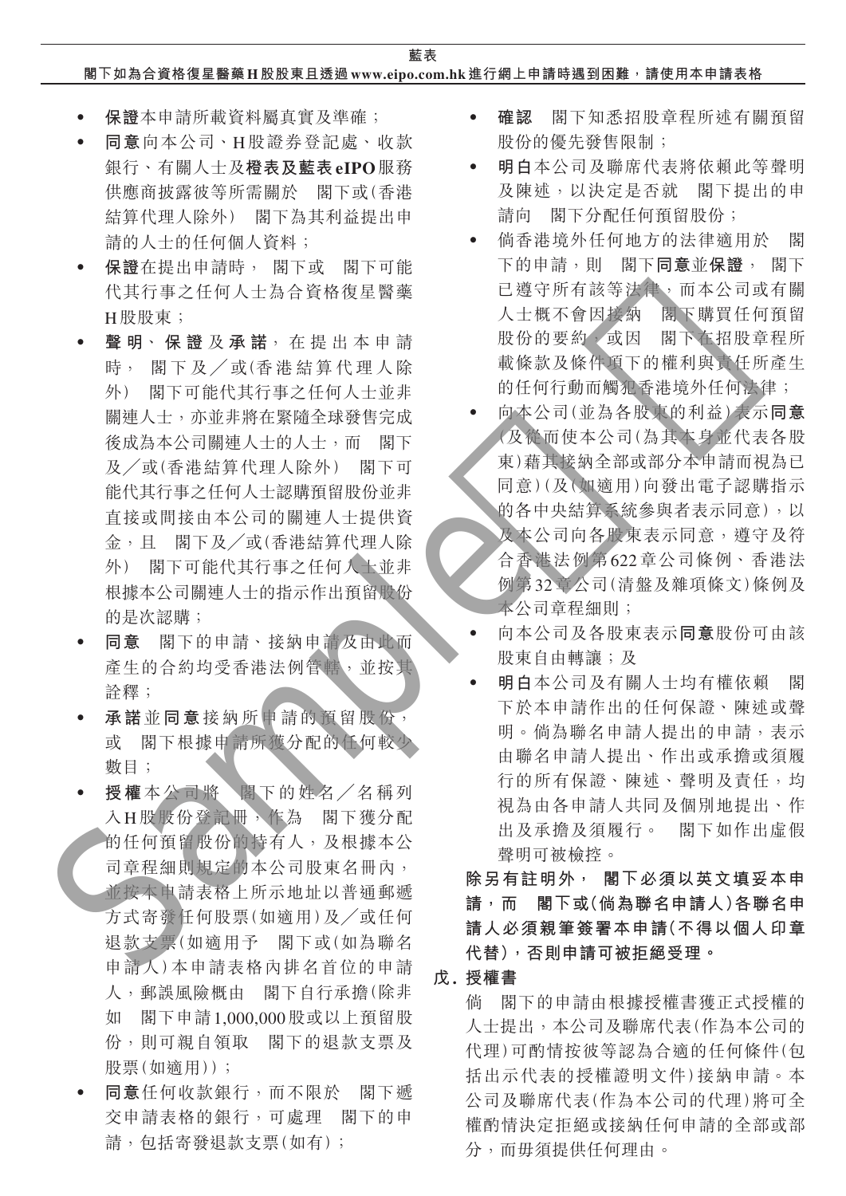- **保證**本申請所載資料屬真實及準確；
- **同意**向本公司、H股證券登記處、收款銀行、有關人士及**橙表及藍表eIPO**服務供應商披露彼等所需關於　閣下或(香港結算代理人除外)　閣下為其利益提出申請的人士的任何個人資料；
- **保證**在提出申請時，　閣下或　閣下可能代其行事之任何人士為合資格復星醫藥H股股東；
- **聲明、保證及承諾**，在提出本申請時，　閣下及／或(香港結算代理人除外)　閣下可能代其行事之任何人士並非關連人士，亦並非將在緊隨全球發售完成後成為本公司關連人士的人士，而　閣下及／或(香港結算代理人除外)　閣下可能代其行事之任何人士認購預留股份並非直接或間接由本公司的關連人士提供資金，且　閣下及／或(香港結算代理人除外)　閣下可能代其行事之任何人士並非根據本公司關連人士的指示作出預留股份的是次認購；
- **同意**　閣下的申請、接納申請及由此而產生的合約均受香港法例管轄，並按其詮釋；
- **承諾**並**同意**接納所申請的預留股份，或　閣下根據申請所獲分配的任何較少數目；
- **授權**本公司將　閣下的姓名／名稱列入H股股份登記冊，作為　閣下獲分配的任何預留股份的持有人，及根據本公司章程細則規定的本公司股東名冊內，並按本申請表格上所示地址以普通郵遞方式寄發任何股票(如適用)及／或任何退款支票(如適用予　閣下或(如為聯名申請人)本申請表格內排名首位的申請人，郵誤風險概由　閣下自行承擔(除非如　閣下申請1,000,000股或以上預留股份，則可親自領取　閣下的退款支票及股票(如適用))；
- **同意**任何收款銀行，而不限於　閣下遞交申請表格的銀行，可處理　閣下的申請，包括寄發退款支票(如有)；
- **確認**　閣下知悉招股章程所述有關預留股份的優先發售限制；
- **明白**本公司及聯席代表將依賴此等聲明及陳述，以決定是否就　閣下提出的申請向　閣下分配任何預留股份；
- 倘香港境外任何地方的法律適用於　閣下的申請，則　閣下**同意**並**保證**，　閣下已遵守所有該等法律，而本公司或有關人士概不會因接納　閣下購買任何預留股份的要約，或因　閣下在招股章程所載條款及條件項下的權利與責任所產生的任何行動而觸犯香港境外任何法律；
- 向本公司(並為各股東的利益)表示**同意**(及從而使本公司(為其本身並代表各股東)藉其接納全部或部分本申請而視為已同意)(及(如適用)向發出電子認購指示的各中央結算系統參與者表示同意)，以及本公司向各股東表示同意，遵守及符合香港法例第622章公司條例、香港法例第32章公司(清盤及雜項條文)條例及本公司章程細則；
- 向本公司及各股東表示**同意**股份可由該股東自由轉讓；及
- **明白**本公司及有關人士均有權依賴　閣下於本申請作出的任何保證、陳述或聲明。倘為聯名申請人提出的申請，表示由聯名申請人提出、作出或承擔或須履行的所有保證、陳述、聲明及責任，均視為由各申請人共同及個別地提出、作出及承擔及須履行。　閣下如作出虛假聲明可被檢控。

**除另有註明外，　閣下必須以英文填妥本申請，而　閣下或(倘為聯名申請人)各聯名申請人必須親筆簽署本申請(不得以個人印章代替)，否則申請可被拒絕受理。**

**戊. 授權書**

倘　閣下的申請由根據授權書獲正式授權的人士提出，本公司及聯席代表(作為本公司的代理)可酌情按彼等認為合適的任何條件(包括出示代表的授權證明文件)接納申請。本公司及聯席代表(作為本公司的代理)將可全權酌情決定拒絕或接納任何申請的全部或部分，而毋須提供任何理由。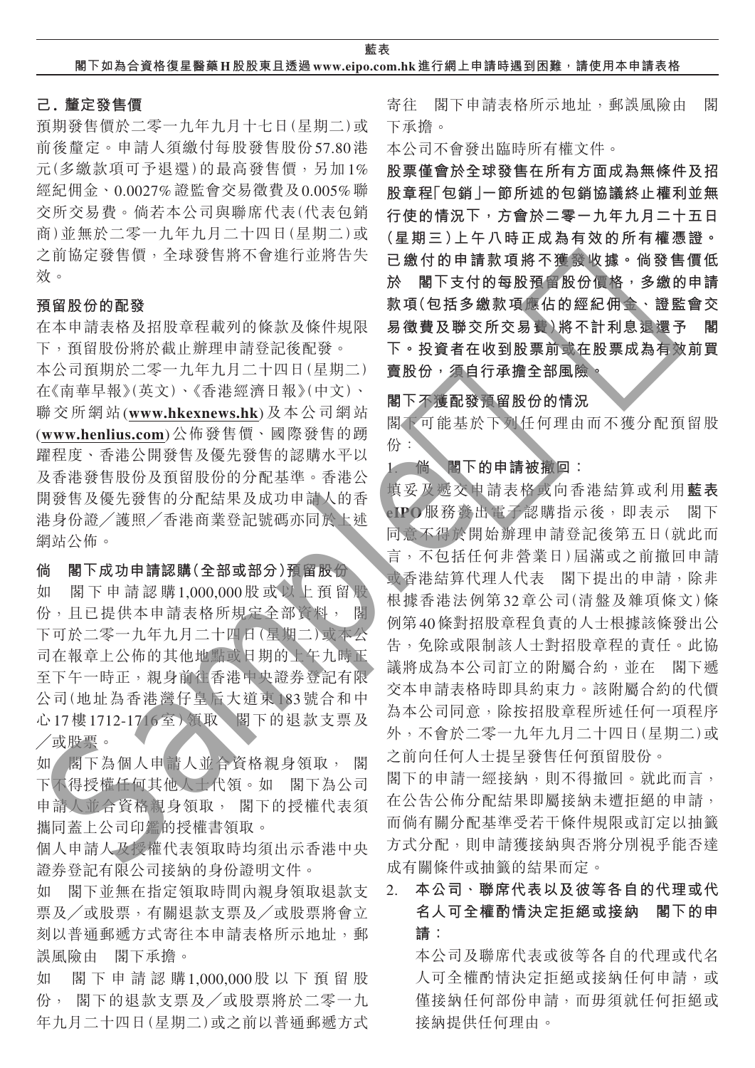## 己.釐定發售價

預期發售價於二零一九年九月十七日(星期二)或前後釐定。申請人須繳付每股發售股份57.80港元(多繳款項可予退還)的最高發售價，另加1%經紀佣金、0.0027%證監會交易徵費及0.005%聯交所交易費。倘若本公司與聯席代表(代表包銷商)並無於二零一九年九月二十四日(星期二)或之前協定發售價，全球發售將不會進行並將告失效。

### 預留股份的配發

在本申請表格及招股章程載列的條款及條件規限下，預留股份將於截止辦理申請登記後配發。

本公司預期於二零一九年九月二十四日(星期二)在《南華早報》(英文)、《香港經濟日報》(中文)、聯交所網站(**www.hkexnews.hk**)及本公司網站(**www.henlius.com**)公佈發售價、國際發售的踴躍程度、香港公開發售及優先發售的認購水平以及香港發售股份及預留股份的分配基準。香港公開發售及優先發售的分配結果及成功申請人的香港身份證／護照／香港商業登記號碼亦同於上述網站公佈。

### 倘　閣下成功申請認購(全部或部分)預留股份

如　閣下申請認購1,000,000股或以上預留股份，且已提供本申請表格所規定全部資料，閣下可於二零一九年九月二十四日(星期二)或本公司在報章上公佈的其他地點或日期的上午九時正至下午一時正，親身前往香港中央證券登記有限公司(地址為香港灣仔皇后大道東183號合和中心17樓1712-1716室)領取　閣下的退款支票及／或股票。

如　閣下為個人申請人並合資格親身領取，閣下不得授權任何其他人士代領。如　閣下為公司申請人並合資格親身領取，閣下的授權代表須攜同蓋上公司印鑑的授權書領取。

個人申請人及授權代表領取時均須出示香港中央證券登記有限公司接納的身份證明文件。

如　閣下並無在指定領取時間內親身領取退款支票及／或股票，有關退款支票及／或股票將會立刻以普通郵遞方式寄往本申請表格所示地址，郵誤風險由　閣下承擔。

如　閣下申請認購1,000,000股以下預留股份，閣下的退款支票及／或股票將於二零一九年九月二十四日(星期二)或之前以普通郵遞方式寄往　閣下申請表格所示地址，郵誤風險由　閣下承擔。

本公司不會發出臨時所有權文件。

**股票僅會於全球發售在所有方面成為無條件及招股章程「包銷」一節所述的包銷協議終止權利並無行使的情況下，方會於二零一九年九月二十五日(星期三)上午八時正成為有效的所有權憑證。已繳付的申請款項將不獲發收據。倘發售價低於　閣下支付的每股預留股份價格，多繳的申請款項(包括多繳款項應佔的經紀佣金、證監會交易徵費及聯交所交易費)將不計利息退還予　閣下。投資者在收到股票前或在股票成為有效前買賣股份，須自行承擔全部風險。**

### 閣下不獲配發預留股份的情況

閣下可能基於下列任何理由而不獲分配預留股份：

1. **倘　閣下的申請被撤回：**

   填妥及遞交申請表格或向香港結算或利用**藍表eIPO**服務發出電子認購指示後，即表示　閣下同意不得於開始辦理申請登記後第五日(就此而言，不包括任何非營業日)屆滿或之前撤回申請或香港結算代理人代表　閣下提出的申請，除非根據香港法例第32章公司(清盤及雜項條文)條例第40條對招股章程負責的人士根據該條發出公告，免除或限制該人士對招股章程的責任。此協議將成為本公司訂立的附屬合約，並在　閣下遞交本申請表格時即具約束力。該附屬合約的代價為本公司同意，除按招股章程所述任何一項程序外，不會於二零一九年九月二十四日(星期二)或之前向任何人士提呈發售任何預留股份。

   閣下的申請一經接納，則不得撤回。就此而言，在公告公佈分配結果即屬接納未遭拒絕的申請，而倘有關分配基準受若干條件規限或訂定以抽籤方式分配，則申請獲接納與否將分別視乎能否達成有關條件或抽籤的結果而定。

2. **本公司、聯席代表以及彼等各自的代理或代名人可全權酌情決定拒絕或接納　閣下的申請：**

   本公司及聯席代表或彼等各自的代理或代名人可全權酌情決定拒絕或接納任何申請，或僅接納任何部份申請，而毋須就任何拒絕或接納提供任何理由。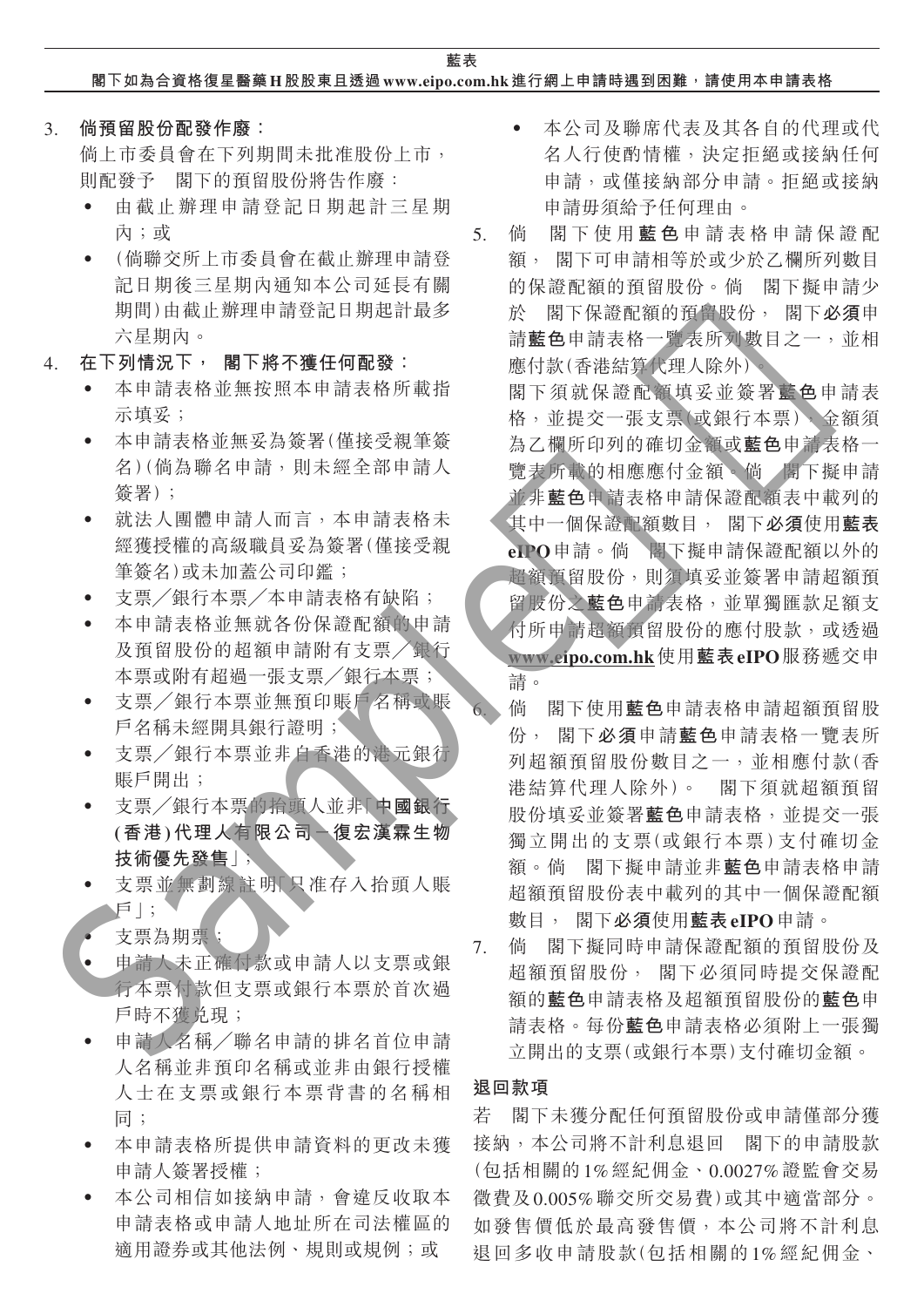3. **倘預留股份配發作廢：**

倘上市委員會在下列期間未批准股份上市，則配發予　閣下的預留股份將告作廢：

- 由截止辦理申請登記日期起計三星期內；或
- (倘聯交所上市委員會在截止辦理申請登記日期後三星期內通知本公司延長有關期間)由截止辦理申請登記日期起計最多六星期內。

4. **在下列情況下，　閣下將不獲任何配發：**

- 本申請表格並無按照本申請表格所載指示填妥；
- 本申請表格並無妥為簽署(僅接受親筆簽名)(倘為聯名申請，則未經全部申請人簽署)；
- 就法人團體申請人而言，本申請表格未經獲授權的高級職員妥為簽署(僅接受親筆簽名)或未加蓋公司印鑑；
- 支票／銀行本票／本申請表格有缺陷；
- 本申請表格並無就各份保證配額的申請及預留股份的超額申請附有支票／銀行本票或附有超過一張支票／銀行本票；
- 支票／銀行本票並無預印賬戶名稱或賬戶名稱未經開具銀行證明；
- 支票／銀行本票並非自香港的港元銀行賬戶開出；
- 支票／銀行本票的抬頭人並非「**中國銀行(香港)代理人有限公司－復宏漢霖生物技術優先發售**」；
- 支票並無劃線註明「只准存入抬頭人賬戶」；
- 支票為期票；
- 申請人未正確付款或申請人以支票或銀行本票付款但支票或銀行本票於首次過戶時不獲兌現；
- 申請人名稱／聯名申請的排名首位申請人名稱並非預印名稱或並非由銀行授權人士在支票或銀行本票背書的名稱相同；
- 本申請表格所提供申請資料的更改未獲申請人簽署授權；
- 本公司相信如接納申請，會違反收取本申請表格或申請人地址所在司法權區的適用證券或其他法例、規則或規例；或
- 本公司及聯席代表及其各自的代理或代名人行使酌情權，決定拒絕或接納任何申請，或僅接納部分申請。拒絕或接納申請毋須給予任何理由。

5. 倘　閣下使用**藍色**申請表格申請保證配額，　閣下可申請相等於或少於乙欄所列數目的保證配額的預留股份。倘　閣下擬申請少於　閣下保證配額的預留股份，　閣下**必須**申請**藍色**申請表格一覽表所列數目之一，並相應付款(香港結算代理人除外)。

閣下須就保證配額填妥並簽署**藍色**申請表格，並提交一張支票(或銀行本票)，金額須為乙欄所印列的確切金額或**藍色**申請表格一覽表所載的相應應付金額。倘　閣下擬申請並非**藍色**申請表格申請保證配額表中載列的其中一個保證配額數目，　閣下**必須**使用**藍表eIPO**申請。倘　閣下擬申請保證配額以外的超額預留股份，則須填妥並簽署申請超額預留股份之**藍色**申請表格，並單獨匯款足額支付所申請超額預留股份的應付股款，或透過<u>**www.eipo.com.hk**</u>使用**藍表eIPO**服務遞交申請。

6. 倘　閣下使用**藍色**申請表格申請超額預留股份，　閣下**必須**申請**藍色**申請表格一覽表所列超額預留股份數目之一，並相應付款(香港結算代理人除外)。　閣下須就超額預留股份填妥並簽署**藍色**申請表格，並提交一張獨立開出的支票(或銀行本票)支付確切金額。倘　閣下擬申請並非**藍色**申請表格申請超額預留股份表中載列的其中一個保證配額數目，　閣下**必須**使用**藍表eIPO**申請。

7. 倘　閣下擬同時申請保證配額的預留股份及超額預留股份，　閣下必須同時提交保證配額的**藍色**申請表格及超額預留股份的**藍色**申請表格。每份**藍色**申請表格必須附上一張獨立開出的支票(或銀行本票)支付確切金額。

**退回款項**

若　閣下未獲分配任何預留股份或申請僅部分獲接納，本公司將不計利息退回　閣下的申請股款(包括相關的1%經紀佣金、0.0027%證監會交易徵費及0.005%聯交所交易費)或其中適當部分。如發售價低於最高發售價，本公司將不計利息退回多收申請股款(包括相關的1%經紀佣金、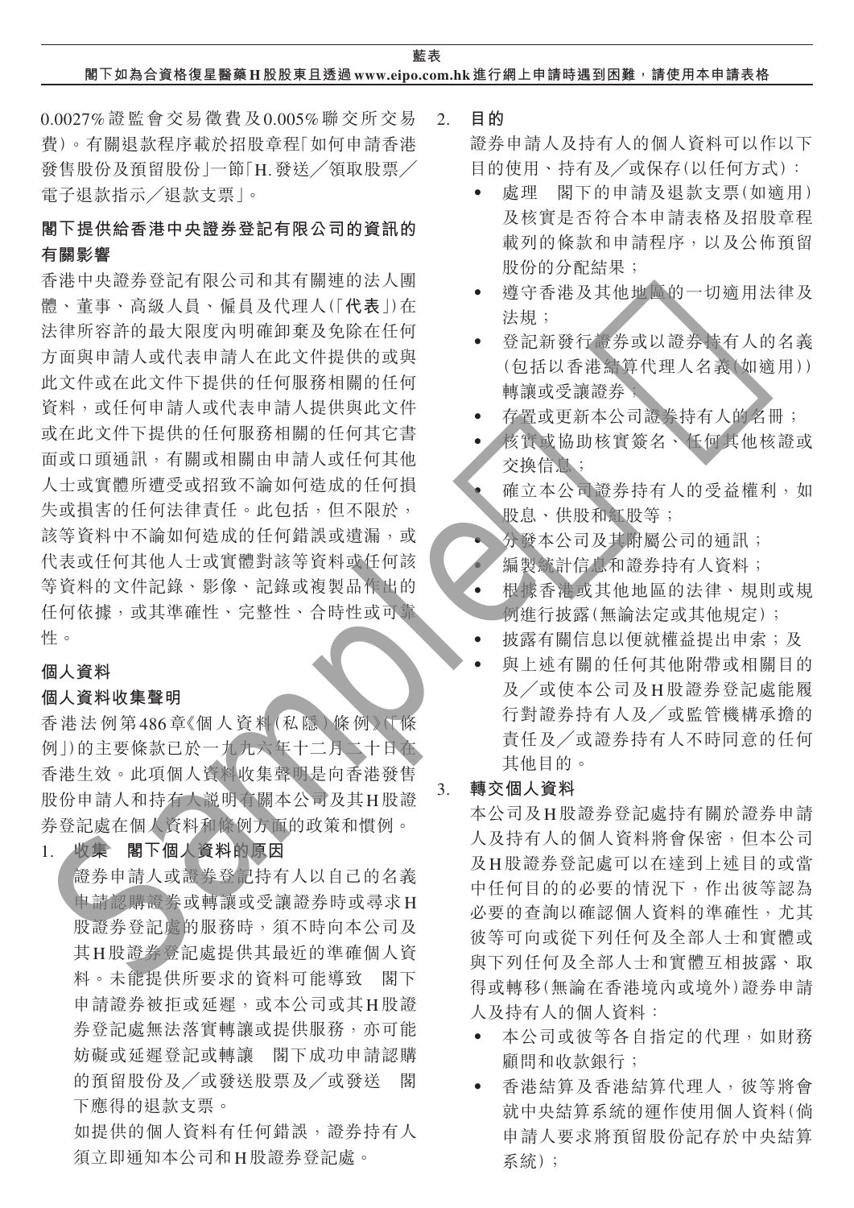0.0027%證監會交易徵費及0.005%聯交所交易費）。有關退款程序載於招股章程「如何申請香港發售股份及預留股份」一節「H.發送／領取股票／電子退款指示／退款支票」。

**閣下提供給香港中央證券登記有限公司的資訊的有關影響**

香港中央證券登記有限公司和其有關連的法人團體、董事、高級人員、僱員及代理人（「**代表**」）在法律所容許的最大限度內明確卸棄及免除在任何方面與申請人或代表申請人在此文件提供的或與此文件或在此文件下提供的任何服務相關的任何資料，或任何申請人或代表申請人提供與此文件或在此文件下提供的任何服務相關的任何其它書面或口頭通訊，有關或相關由申請人或任何其他人士或實體所遭受或招致不論如何造成的任何損失或損害的任何法律責任。此包括，但不限於，該等資料中不論如何造成的任何錯誤或遺漏，或代表或任何其他人士或實體對該等資料或任何該等資料的文件記錄、影像、記錄或複製品作出的任何依據，或其準確性、完整性、合時性或可靠性。

**個人資料**

**個人資料收集聲明**

香港法例第486章《個人資料（私隱）條例》（「條例」）的主要條款已於一九九六年十二月二十日在香港生效。此項個人資料收集聲明是向香港發售股份申請人和持有人說明有關本公司及其H股證券登記處在個人資料和條例方面的政策和慣例。

1. **收集　閣下個人資料的原因**

   證券申請人或證券登記持有人以自己的名義申請認購證券或轉讓或受讓證券時或尋求H股證券登記處的服務時，須不時向本公司及其H股證券登記處提供其最近的準確個人資料。未能提供所要求的資料可能導致　閣下申請證券被拒或延遲，或本公司或其H股證券登記處無法落實轉讓或提供服務，亦可能妨礙或延遲登記或轉讓　閣下成功申請認購的預留股份及／或發送股票及／或發送　閣下應得的退款支票。

   如提供的個人資料有任何錯誤，證券持有人須立即通知本公司和H股證券登記處。

2. **目的**

   證券申請人及持有人的個人資料可以作以下目的使用、持有及／或保存（以任何方式）：

   - 處理　閣下的申請及退款支票（如適用）及核實是否符合本申請表格及招股章程載列的條款和申請程序，以及公佈預留股份的分配結果；
   - 遵守香港及其他地區的一切適用法律及法規；
   - 登記新發行證券或以證券持有人的名義（包括以香港結算代理人名義（如適用））轉讓或受讓證券；
   - 存置或更新本公司證券持有人的名冊；
   - 核實或協助核實簽名、任何其他核證或交換信息；
   - 確立本公司證券持有人的受益權利，如股息、供股和紅股等；
   - 分發本公司及其附屬公司的通訊；
   - 編製統計信息和證券持有人資料；
   - 根據香港或其他地區的法律、規則或規例進行披露（無論法定或其他規定）；
   - 披露有關信息以便就權益提出索索；及
   - 與上述有關的任何其他附帶或相關目的及／或使本公司及H股證券登記處能履行對證券持有人及／或監管機構承擔的責任及／或證券持有人不時同意的任何其他目的。

3. **轉交個人資料**

   本公司及H股證券登記處持有關於證券申請人及持有人的個人資料將會保密，但本公司及H股證券登記處可以在達到上述目的或當中任何目的的必要的情況下，作出彼等認為必要的查詢以確認個人資料的準確性，尤其彼等可向或從下列任何及全部人士和實體或與下列任何及全部人士和實體互相披露、取得或轉移（無論在香港境內或境外）證券申請人及持有人的個人資料：

   - 本公司或彼等各自指定的代理，如財務顧問和收款銀行；
   - 香港結算及香港結算代理人，彼等將會就中央結算系統的運作使用個人資料（倘申請人要求將預留股份記存於中央結算系統）；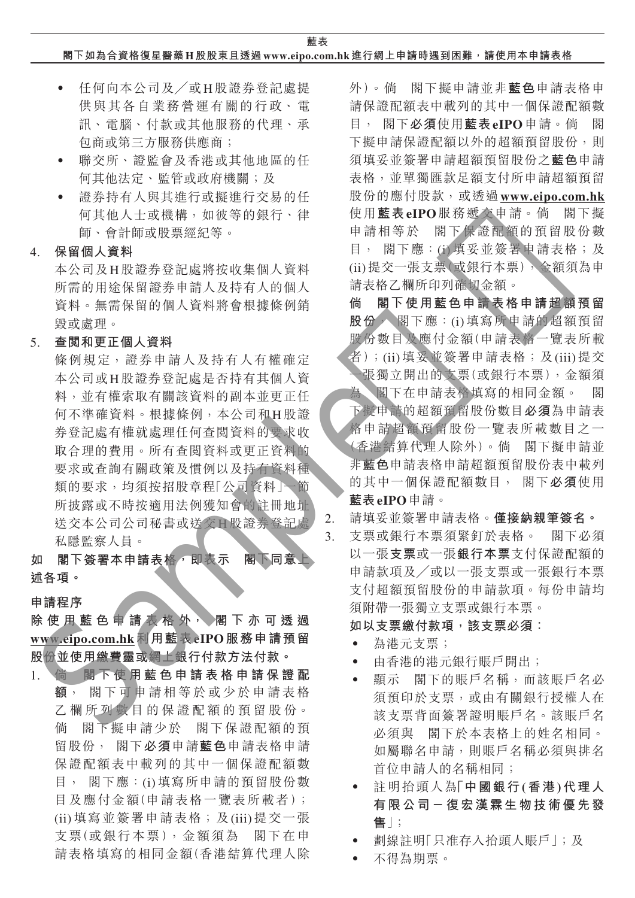- 任何向本公司及／或H股證券登記處提供與其各自業務營運有關的行政、電訊、電腦、付款或其他服務的代理、承包商或第三方服務供應商；
- 聯交所、證監會及香港或其他地區的任何其他法定、監管或政府機構；及
- 證券持有人與其進行或擬進行交易的任何其他人士或機構，如彼等的銀行、律師、會計師或股票經紀等。

4. **保留個人資料**

   本公司及H股證券登記處將按收集個人資料所需的用途保留證券申請人及持有人的個人資料。無需保留的個人資料將會根據條例銷毀或處理。

5. **查閱和更正個人資料**

   條例規定，證券申請人及持有人有權確定本公司或H股證券登記處是否持有其個人資料，並有權索取有關該資料的副本並更正任何不準確資料。根據條例，本公司和H股證券登記處有權就處理任何查閱資料的要求收取合理的費用。所有查閱資料或更正資料的要求或查詢有關政策及慣例以及持有資料種類的要求，均須按招股章程「公司資料」一節所披露或不時按適用法例獲知會的註冊地址送交本公司公司秘書或送交H股證券登記處私隱監察人員。

**如　閣下簽署本申請表格，即表示　閣下同意上述各項。**

**申請程序**

**除使用藍色申請表格外，閣下亦可透過 www.eipo.com.hk 利用藍表eIPO服務申請預留股份並使用繳費靈或網上銀行付款方法付款。**

1. **倘　閣下使用藍色申請表格申請保證配額，** 閣下可申請相等於或少於申請表格乙欄所列數目的保證配額的預留股份。倘　閣下擬申請少於　閣下保證配額的預留股份，　閣下**必須**申請**藍色**申請表格申請保證配額表中載列的其中一個保證配額數目，　閣下應：(i)填寫所申請的預留股份數目及應付金額(申請表格一覽表所載者)；(ii)填寫並簽署申請表格；及(iii)提交一張支票(或銀行本票)，金額須為　閣下在申請表格填寫的相同金額(香港結算代理人除外)。倘　閣下擬申請並非**藍色**申請表格申請保證配額表中載列的其中一個保證配額數目，　閣下**必須**使用**藍表eIPO**申請。倘　閣下擬申請保證配額以外的超額預留股份，則須填妥並簽署申請超額預留股份之**藍色**申請表格，並單獨匯款足額支付所申請超額預留股份的應付股款，或透過 **www.eipo.com.hk** 使用**藍表eIPO**服務遞交申請。倘　閣下擬申請相等於　閣下保證配額的預留股份數目，　閣下應：(i)填妥並簽署申請表格；及(ii)提交一張支票(或銀行本票)，金額須為申請表格乙欄所印列確切金額。

   **倘　閣下使用藍色申請表格申請超額預留股份，** 閣下應：(i)填寫所申請的超額預留股份數目及應付金額(申請表格一覽表所載者)；(ii)填妥並簽署申請表格；及(iii)提交一張獨立開出的支票(或銀行本票)，金額須為　閣下在申請表格填寫的相同金額。　閣下擬申請的超額預留股份數目**必須**為申請表格申請超額預留股份一覽表所載數目之一(香港結算代理人除外)。倘　閣下擬申請並非**藍色**申請表格申請超額預留股份表中載列的其中一個保證配額數目，　閣下**必須**使用**藍表eIPO**申請。

2. 請填妥並簽署申請表格。**僅接納親筆簽名。**

3. 支票或銀行本票須緊釘於表格。　閣下必須以一張**支票**或一張**銀行本票**支付保證配額的申請款項及／或以一張支票或一張銀行本票支付超額預留股份的申請款項。每份申請均須附帶一張獨立支票或銀行本票。

   **如以支票繳付款項，該支票必須：**

   - 為港元支票；
   - 由香港的港元銀行賬戶開出；
   - 顯示　閣下的賬戶名稱，而該賬戶名必須預印於支票，或由有關銀行授權人在該支票背面簽署證明賬戶名。該賬戶名必須與　閣下於本表格上的姓名相同。如屬聯名申請，則賬戶名稱必須與排名首位申請人的名稱相同；
   - 註明抬頭人為「**中國銀行(香港)代理人有限公司－復宏漢霖生物技術優先發售**」；
   - 劃線註明「只准存入抬頭人賬戶」；及
   - 不得為期票。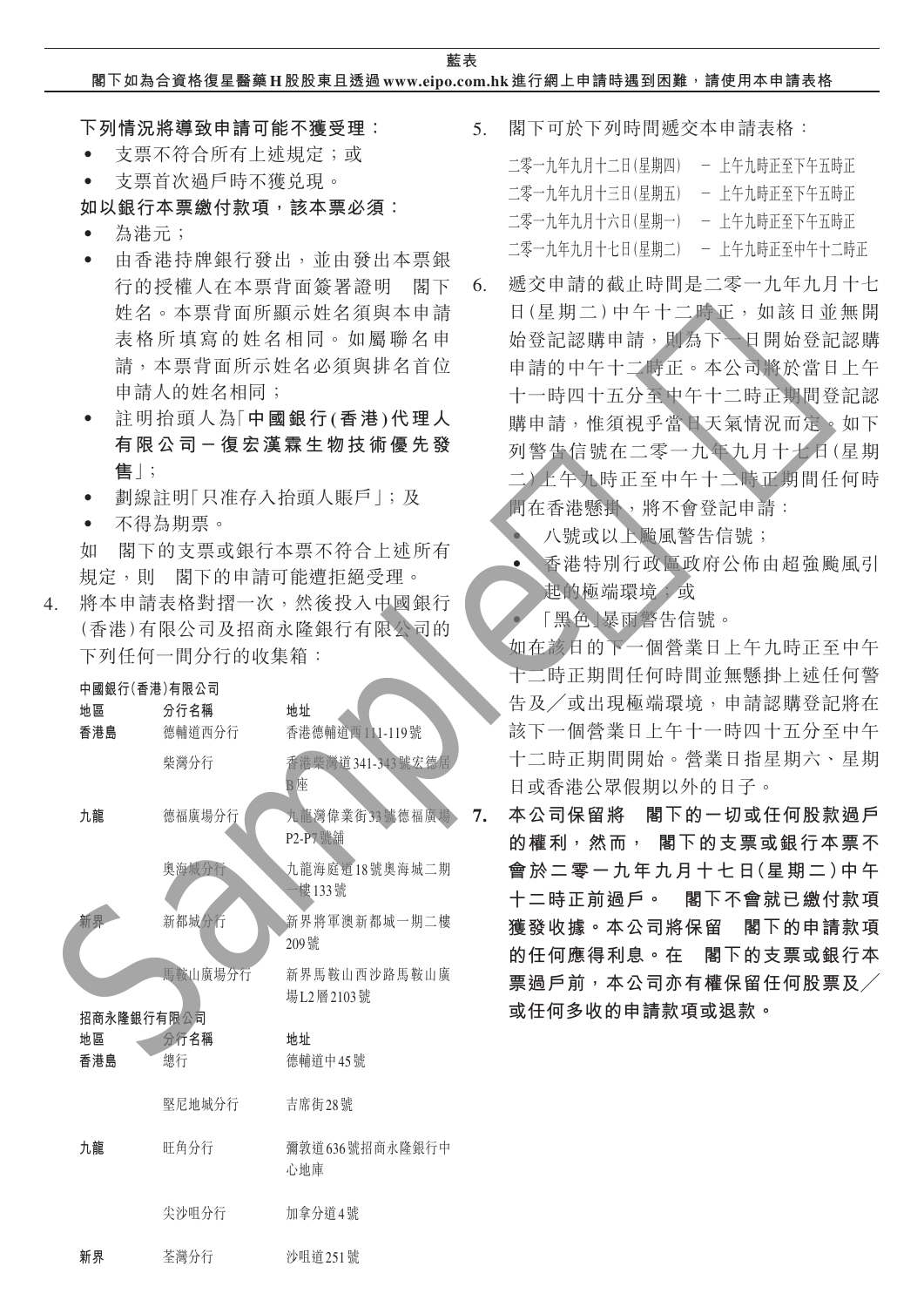藍表

閣下如為合資格復星醫藥H股股東且透過www.eipo.com.hk進行網上申請時遇到困難，請使用本申請表格

**下列情況將導致申請可能不獲受理：**

- 支票不符合所有上述規定；或
- 支票首次過戶時不獲兑現。

**如以銀行本票繳付款項，該本票必須：**

- 為港元；
- 由香港持牌銀行發出，並由發出本票銀行的授權人在本票背面簽署證明　閣下姓名。本票背面所顯示姓名須與本申請表格所填寫的姓名相同。如屬聯名申請，本票背面所示姓名必須與排名首位申請人的姓名相同；
- 註明抬頭人為「**中國銀行(香港)代理人有限公司－復宏漢霖生物技術優先發售**」；
- 劃線註明「只准存入抬頭人賬戶」；及
- 不得為期票。

如　閣下的支票或銀行本票不符合上述所有規定，則　閣下的申請可能遭拒絕受理。

4. 將本申請表格對摺一次，然後投入中國銀行(香港)有限公司及招商永隆銀行有限公司的下列任何一間分行的收集箱：

**中國銀行(香港)有限公司**

| 地區 | 分行名稱 | 地址 |
|---|---|---|
| 香港島 | 德輔道西分行 | 香港德輔道西111-119號 |
| | 柴灣分行 | 香港柴灣道341-343號宏德居B座 |
| 九龍 | 德福廣場分行 | 九龍灣偉業街33號德福廣場P2-P7號舖 |
| | 奧海城分行 | 九龍海庭道18號奧海城二期一樓133號 |
| 新界 | 新都城分行 | 新界將軍澳新都城一期二樓209號 |
| | 馬鞍山廣場分行 | 新界馬鞍山西沙路馬鞍山廣場L2層2103號 |

**招商永隆銀行有限公司**

| 地區 | 分行名稱 | 地址 |
|---|---|---|
| 香港島 | 總行 | 德輔道中45號 |
| | 堅尼地城分行 | 吉席街28號 |
| 九龍 | 旺角分行 | 彌敦道636號招商永隆銀行中心地庫 |
| | 尖沙咀分行 | 加拿分道4號 |
| 新界 | 荃灣分行 | 沙咀道251號 |

5. 閣下可於下列時間遞交本申請表格：

| | |
|---|---|
| 二零一九年九月十二日(星期四) | － 上午九時正至下午五時正 |
| 二零一九年九月十三日(星期五) | － 上午九時正至下午五時正 |
| 二零一九年九月十六日(星期一) | － 上午九時正至下午五時正 |
| 二零一九年九月十七日(星期二) | － 上午九時正至中午十二時正 |

6. 遞交申請的截止時間是二零一九年九月十七日(星期二)中午十二時正，如該日並無開始登記認購申請，則為下一日開始登記認購申請的中午十二時正。本公司將於當日上午十一時四十五分至中午十二時正期間登記認購申請，惟須視乎當日天氣情況而定。如下列警告信號在二零一九年九月十七日(星期二)上午九時正至中午十二時正期間任何時間在香港懸掛，將不會登記申請：

   - 八號或以上颱風警告信號；
   - 香港特別行政區政府公佈由超強颱風引起的極端環境；或
   - 「黑色」暴雨警告信號。

   如在該日的下一個營業日上午九時正至中午十二時正期間任何時間並無懸掛上述任何警告及／或出現極端環境，申請認購登記將在該下一個營業日上午十一時四十五分至中午十二時正期間開始。營業日指星期六、星期日或香港公眾假期以外的日子。

7. **本公司保留將　閣下的一切或任何股款過戶的權利，然而，　閣下的支票或銀行本票不會於二零一九年九月十七日(星期二)中午十二時正前過戶。　閣下不會就已繳付款項獲發收據。本公司將保留　閣下的申請款項的任何應得利息。在　閣下的支票或銀行本票過戶前，本公司亦有權保留任何股票及／或任何多收的申請款項或退款。**